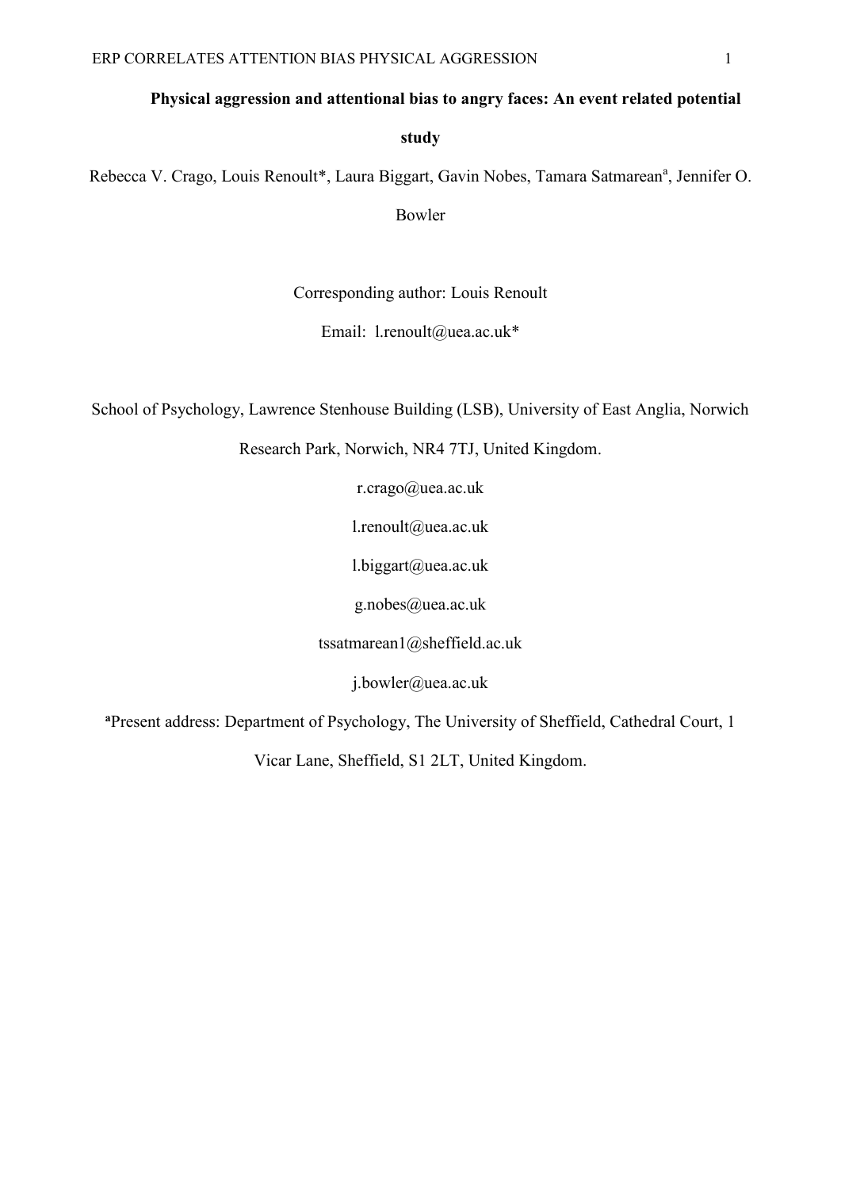# Physical aggression and attentional bias to angry faces: An event related potential study

Rebecca V. Crago, Louis Renoult*, Laura Biggart, Gavin Nobes, Tamara Satmarean[a], Jennifer O. Bowler

Corresponding author: Louis Renoult

Email: l.renoult@uea.ac.uk*

School of Psychology, Lawrence Stenhouse Building (LSB), University of East Anglia, Norwich Research Park, Norwich, NR4 7TJ, United Kingdom.

r.crago@uea.ac.uk

l.renoult@uea.ac.uk

l.biggart@uea.ac.uk

g.nobes@uea.ac.uk

tssatmarean1@sheffield.ac.uk

j.bowler@uea.ac.uk

[a]Present address: Department of Psychology, The University of Sheffield, Cathedral Court, 1 Vicar Lane, Sheffield, S1 2LT, United Kingdom.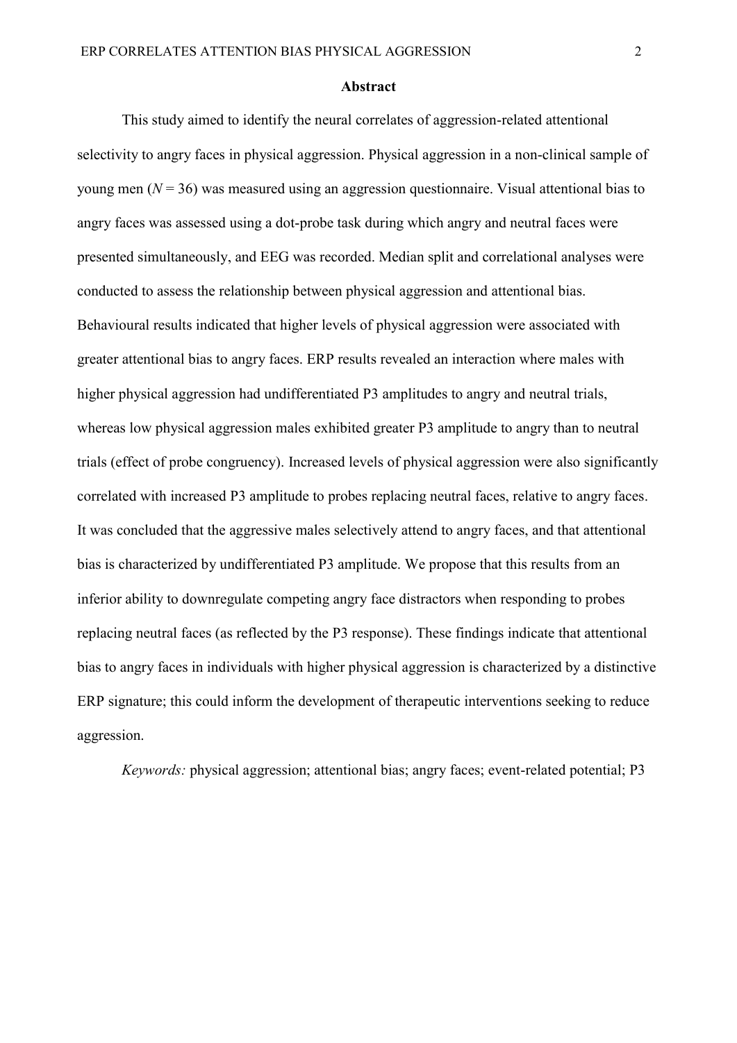## Abstract

This study aimed to identify the neural correlates of aggression-related attentional selectivity to angry faces in physical aggression. Physical aggression in a non-clinical sample of young men ($N = 36$) was measured using an aggression questionnaire. Visual attentional bias to angry faces was assessed using a dot-probe task during which angry and neutral faces were presented simultaneously, and EEG was recorded. Median split and correlational analyses were conducted to assess the relationship between physical aggression and attentional bias. Behavioural results indicated that higher levels of physical aggression were associated with greater attentional bias to angry faces. ERP results revealed an interaction where males with higher physical aggression had undifferentiated P3 amplitudes to angry and neutral trials, whereas low physical aggression males exhibited greater P3 amplitude to angry than to neutral trials (effect of probe congruency). Increased levels of physical aggression were also significantly correlated with increased P3 amplitude to probes replacing neutral faces, relative to angry faces. It was concluded that the aggressive males selectively attend to angry faces, and that attentional bias is characterized by undifferentiated P3 amplitude. We propose that this results from an inferior ability to downregulate competing angry face distractors when responding to probes replacing neutral faces (as reflected by the P3 response). These findings indicate that attentional bias to angry faces in individuals with higher physical aggression is characterized by a distinctive ERP signature; this could inform the development of therapeutic interventions seeking to reduce aggression.

*Keywords:* physical aggression; attentional bias; angry faces; event-related potential; P3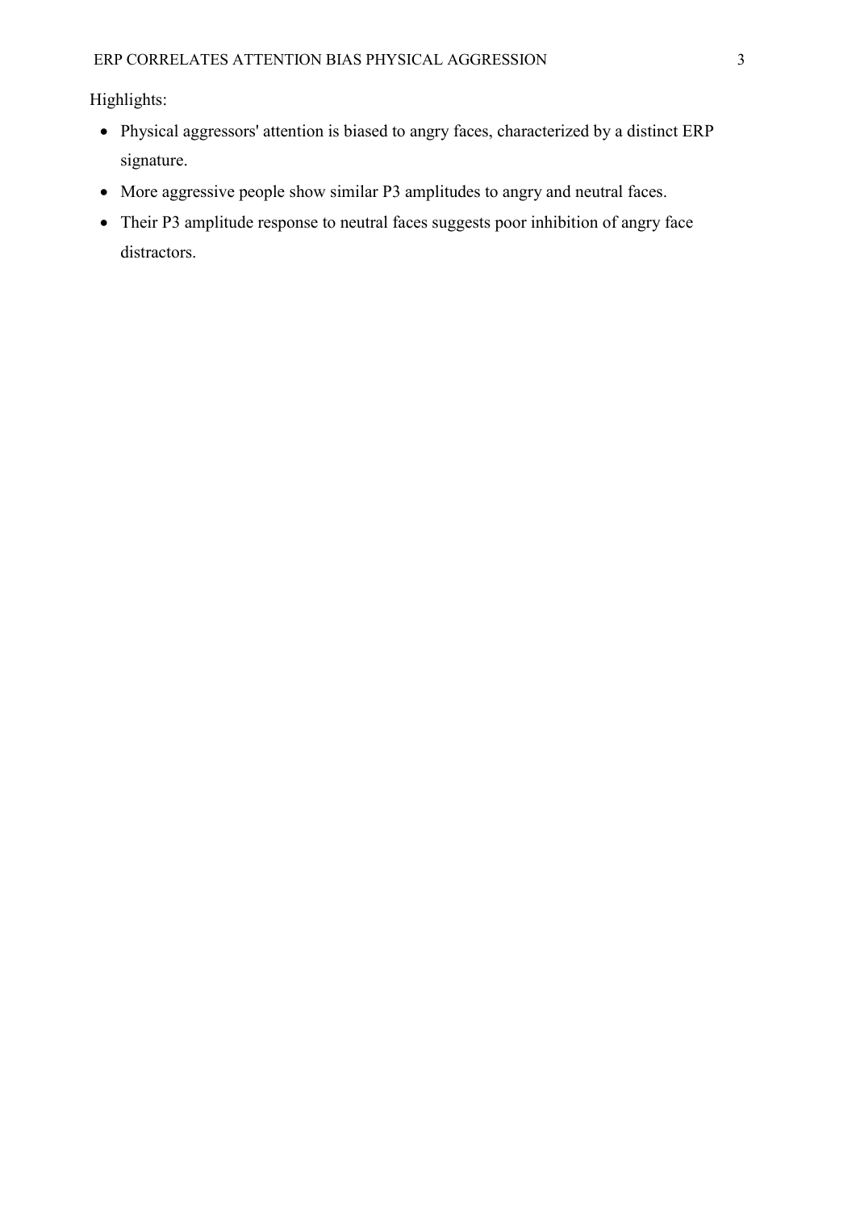Highlights:

- Physical aggressors' attention is biased to angry faces, characterized by a distinct ERP signature.
- More aggressive people show similar P3 amplitudes to angry and neutral faces.
- Their P3 amplitude response to neutral faces suggests poor inhibition of angry face distractors.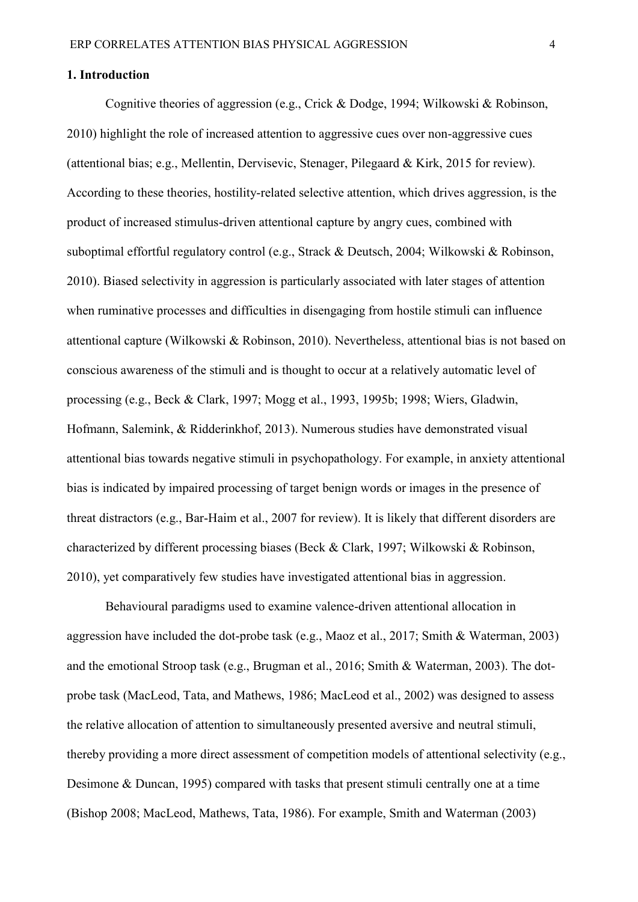## 1. Introduction

Cognitive theories of aggression (e.g., Crick & Dodge, 1994; Wilkowski & Robinson, 2010) highlight the role of increased attention to aggressive cues over non-aggressive cues (attentional bias; e.g., Mellentin, Dervisevic, Stenager, Pilegaard & Kirk, 2015 for review). According to these theories, hostility-related selective attention, which drives aggression, is the product of increased stimulus-driven attentional capture by angry cues, combined with suboptimal effortful regulatory control (e.g., Strack & Deutsch, 2004; Wilkowski & Robinson, 2010). Biased selectivity in aggression is particularly associated with later stages of attention when ruminative processes and difficulties in disengaging from hostile stimuli can influence attentional capture (Wilkowski & Robinson, 2010). Nevertheless, attentional bias is not based on conscious awareness of the stimuli and is thought to occur at a relatively automatic level of processing (e.g., Beck & Clark, 1997; Mogg et al., 1993, 1995b; 1998; Wiers, Gladwin, Hofmann, Salemink, & Ridderinkhof, 2013). Numerous studies have demonstrated visual attentional bias towards negative stimuli in psychopathology. For example, in anxiety attentional bias is indicated by impaired processing of target benign words or images in the presence of threat distractors (e.g., Bar-Haim et al., 2007 for review). It is likely that different disorders are characterized by different processing biases (Beck & Clark, 1997; Wilkowski & Robinson, 2010), yet comparatively few studies have investigated attentional bias in aggression.

Behavioural paradigms used to examine valence-driven attentional allocation in aggression have included the dot-probe task (e.g., Maoz et al., 2017; Smith & Waterman, 2003) and the emotional Stroop task (e.g., Brugman et al., 2016; Smith & Waterman, 2003). The dot-probe task (MacLeod, Tata, and Mathews, 1986; MacLeod et al., 2002) was designed to assess the relative allocation of attention to simultaneously presented aversive and neutral stimuli, thereby providing a more direct assessment of competition models of attentional selectivity (e.g., Desimone & Duncan, 1995) compared with tasks that present stimuli centrally one at a time (Bishop 2008; MacLeod, Mathews, Tata, 1986). For example, Smith and Waterman (2003)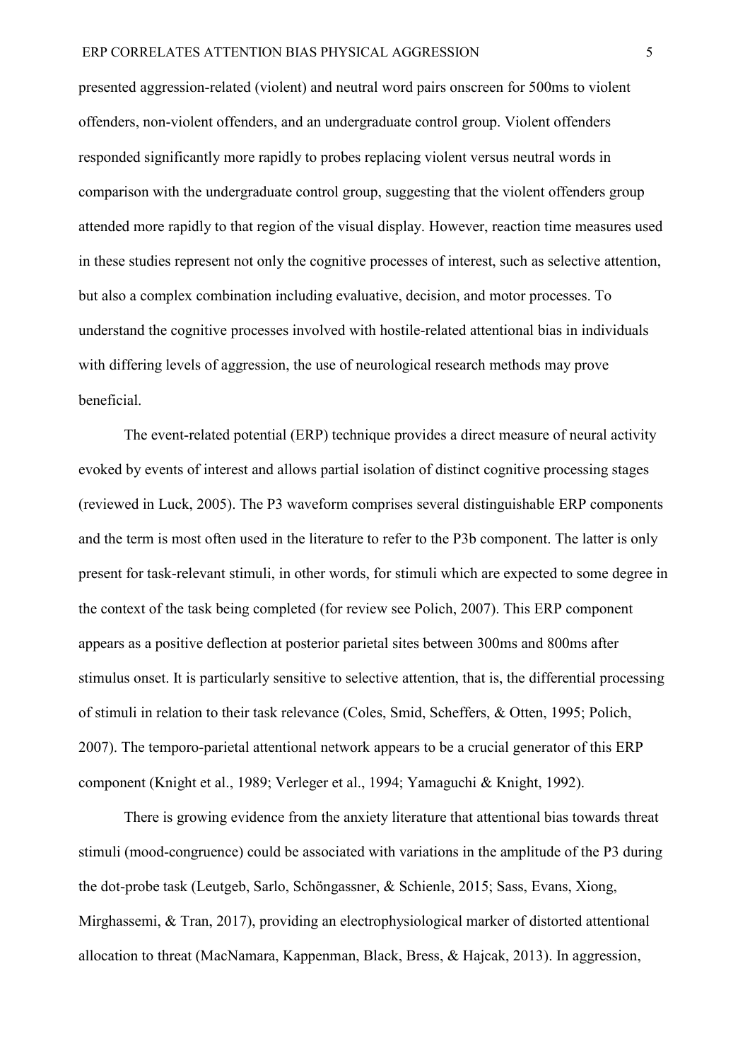presented aggression-related (violent) and neutral word pairs onscreen for 500ms to violent offenders, non-violent offenders, and an undergraduate control group. Violent offenders responded significantly more rapidly to probes replacing violent versus neutral words in comparison with the undergraduate control group, suggesting that the violent offenders group attended more rapidly to that region of the visual display. However, reaction time measures used in these studies represent not only the cognitive processes of interest, such as selective attention, but also a complex combination including evaluative, decision, and motor processes. To understand the cognitive processes involved with hostile-related attentional bias in individuals with differing levels of aggression, the use of neurological research methods may prove beneficial.

The event-related potential (ERP) technique provides a direct measure of neural activity evoked by events of interest and allows partial isolation of distinct cognitive processing stages (reviewed in Luck, 2005). The P3 waveform comprises several distinguishable ERP components and the term is most often used in the literature to refer to the P3b component. The latter is only present for task-relevant stimuli, in other words, for stimuli which are expected to some degree in the context of the task being completed (for review see Polich, 2007). This ERP component appears as a positive deflection at posterior parietal sites between 300ms and 800ms after stimulus onset. It is particularly sensitive to selective attention, that is, the differential processing of stimuli in relation to their task relevance (Coles, Smid, Scheffers, & Otten, 1995; Polich, 2007). The temporo-parietal attentional network appears to be a crucial generator of this ERP component (Knight et al., 1989; Verleger et al., 1994; Yamaguchi & Knight, 1992).

There is growing evidence from the anxiety literature that attentional bias towards threat stimuli (mood-congruence) could be associated with variations in the amplitude of the P3 during the dot-probe task (Leutgeb, Sarlo, Schöngassner, & Schienle, 2015; Sass, Evans, Xiong, Mirghassemi, & Tran, 2017), providing an electrophysiological marker of distorted attentional allocation to threat (MacNamara, Kappenman, Black, Bress, & Hajcak, 2013). In aggression,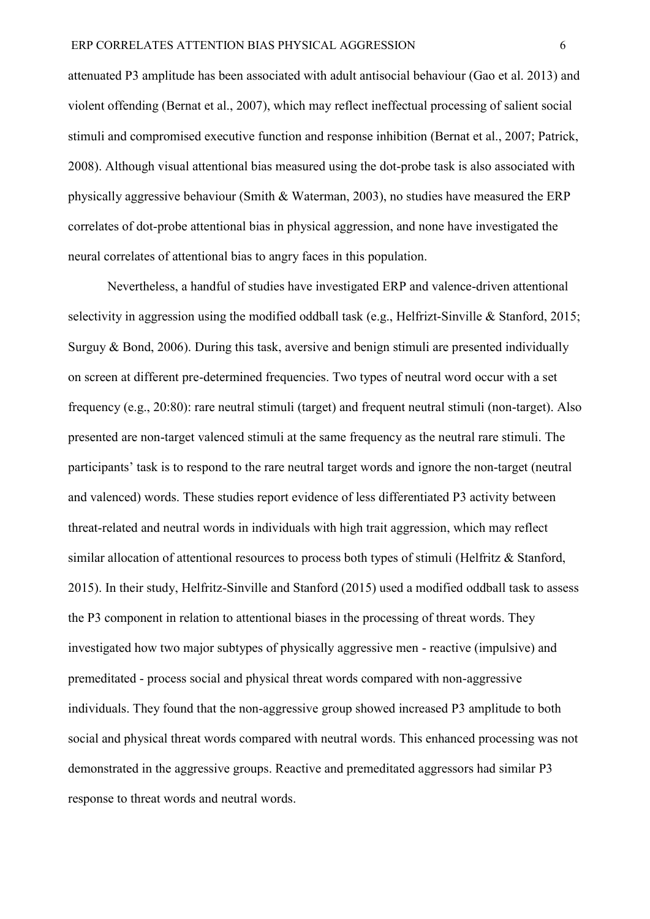attenuated P3 amplitude has been associated with adult antisocial behaviour (Gao et al. 2013) and violent offending (Bernat et al., 2007), which may reflect ineffectual processing of salient social stimuli and compromised executive function and response inhibition (Bernat et al., 2007; Patrick, 2008). Although visual attentional bias measured using the dot-probe task is also associated with physically aggressive behaviour (Smith & Waterman, 2003), no studies have measured the ERP correlates of dot-probe attentional bias in physical aggression, and none have investigated the neural correlates of attentional bias to angry faces in this population.

Nevertheless, a handful of studies have investigated ERP and valence-driven attentional selectivity in aggression using the modified oddball task (e.g., Helfrizt-Sinville & Stanford, 2015; Surguy & Bond, 2006). During this task, aversive and benign stimuli are presented individually on screen at different pre-determined frequencies. Two types of neutral word occur with a set frequency (e.g., 20:80): rare neutral stimuli (target) and frequent neutral stimuli (non-target). Also presented are non-target valenced stimuli at the same frequency as the neutral rare stimuli. The participants' task is to respond to the rare neutral target words and ignore the non-target (neutral and valenced) words. These studies report evidence of less differentiated P3 activity between threat-related and neutral words in individuals with high trait aggression, which may reflect similar allocation of attentional resources to process both types of stimuli (Helfritz & Stanford, 2015). In their study, Helfritz-Sinville and Stanford (2015) used a modified oddball task to assess the P3 component in relation to attentional biases in the processing of threat words. They investigated how two major subtypes of physically aggressive men - reactive (impulsive) and premeditated - process social and physical threat words compared with non-aggressive individuals. They found that the non-aggressive group showed increased P3 amplitude to both social and physical threat words compared with neutral words. This enhanced processing was not demonstrated in the aggressive groups. Reactive and premeditated aggressors had similar P3 response to threat words and neutral words.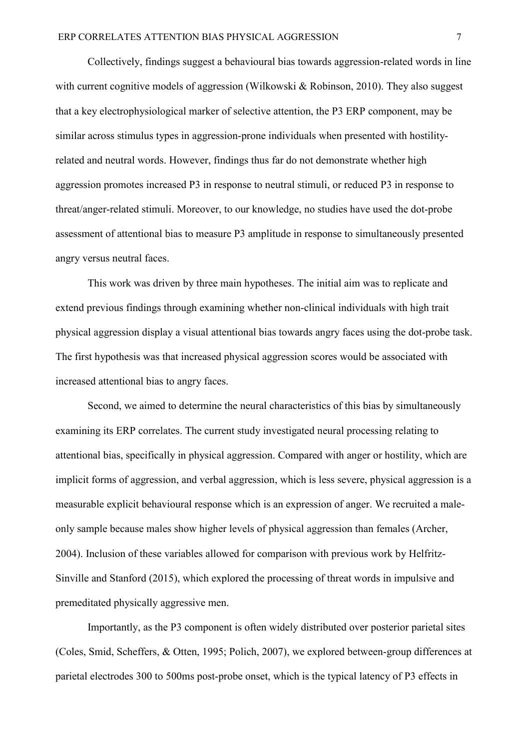Collectively, findings suggest a behavioural bias towards aggression-related words in line with current cognitive models of aggression (Wilkowski & Robinson, 2010). They also suggest that a key electrophysiological marker of selective attention, the P3 ERP component, may be similar across stimulus types in aggression-prone individuals when presented with hostility-related and neutral words. However, findings thus far do not demonstrate whether high aggression promotes increased P3 in response to neutral stimuli, or reduced P3 in response to threat/anger-related stimuli. Moreover, to our knowledge, no studies have used the dot-probe assessment of attentional bias to measure P3 amplitude in response to simultaneously presented angry versus neutral faces.

This work was driven by three main hypotheses. The initial aim was to replicate and extend previous findings through examining whether non-clinical individuals with high trait physical aggression display a visual attentional bias towards angry faces using the dot-probe task. The first hypothesis was that increased physical aggression scores would be associated with increased attentional bias to angry faces.

Second, we aimed to determine the neural characteristics of this bias by simultaneously examining its ERP correlates. The current study investigated neural processing relating to attentional bias, specifically in physical aggression. Compared with anger or hostility, which are implicit forms of aggression, and verbal aggression, which is less severe, physical aggression is a measurable explicit behavioural response which is an expression of anger. We recruited a male-only sample because males show higher levels of physical aggression than females (Archer, 2004). Inclusion of these variables allowed for comparison with previous work by Helfritz-Sinville and Stanford (2015), which explored the processing of threat words in impulsive and premeditated physically aggressive men.

Importantly, as the P3 component is often widely distributed over posterior parietal sites (Coles, Smid, Scheffers, & Otten, 1995; Polich, 2007), we explored between-group differences at parietal electrodes 300 to 500ms post-probe onset, which is the typical latency of P3 effects in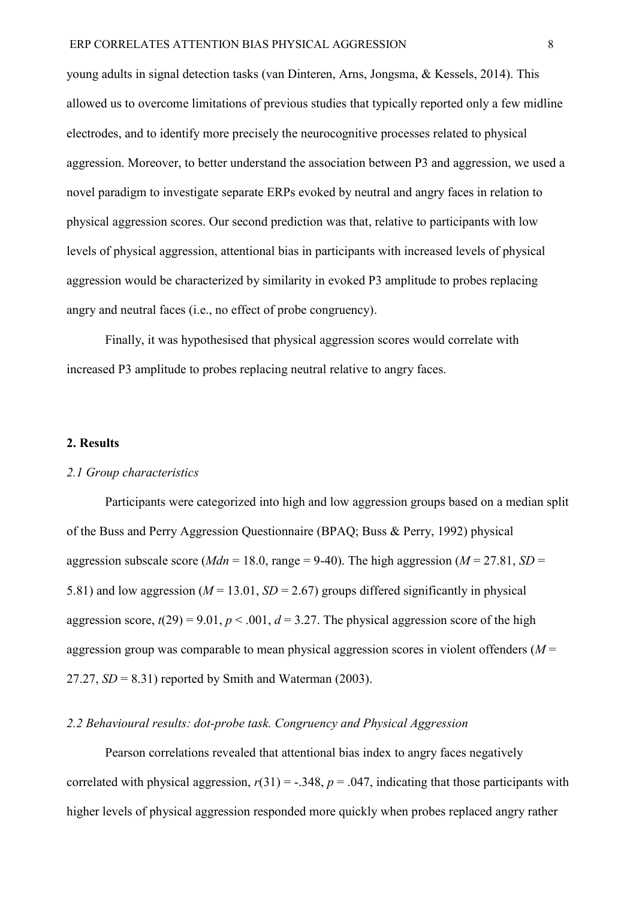young adults in signal detection tasks (van Dinteren, Arns, Jongsma, & Kessels, 2014). This allowed us to overcome limitations of previous studies that typically reported only a few midline electrodes, and to identify more precisely the neurocognitive processes related to physical aggression. Moreover, to better understand the association between P3 and aggression, we used a novel paradigm to investigate separate ERPs evoked by neutral and angry faces in relation to physical aggression scores. Our second prediction was that, relative to participants with low levels of physical aggression, attentional bias in participants with increased levels of physical aggression would be characterized by similarity in evoked P3 amplitude to probes replacing angry and neutral faces (i.e., no effect of probe congruency).

Finally, it was hypothesised that physical aggression scores would correlate with increased P3 amplitude to probes replacing neutral relative to angry faces.

## 2. Results

### *2.1 Group characteristics*

Participants were categorized into high and low aggression groups based on a median split of the Buss and Perry Aggression Questionnaire (BPAQ; Buss & Perry, 1992) physical aggression subscale score ($Mdn$ = 18.0, range = 9-40). The high aggression ($M$ = 27.81, $SD$ = 5.81) and low aggression ($M$ = 13.01, $SD$ = 2.67) groups differed significantly in physical aggression score, $t(29) = 9.01$, $p < .001$, $d = 3.27$. The physical aggression score of the high aggression group was comparable to mean physical aggression scores in violent offenders ($M$ = 27.27, $SD$ = 8.31) reported by Smith and Waterman (2003).

### *2.2 Behavioural results: dot-probe task. Congruency and Physical Aggression*

Pearson correlations revealed that attentional bias index to angry faces negatively correlated with physical aggression, $r(31) = -.348$, $p = .047$, indicating that those participants with higher levels of physical aggression responded more quickly when probes replaced angry rather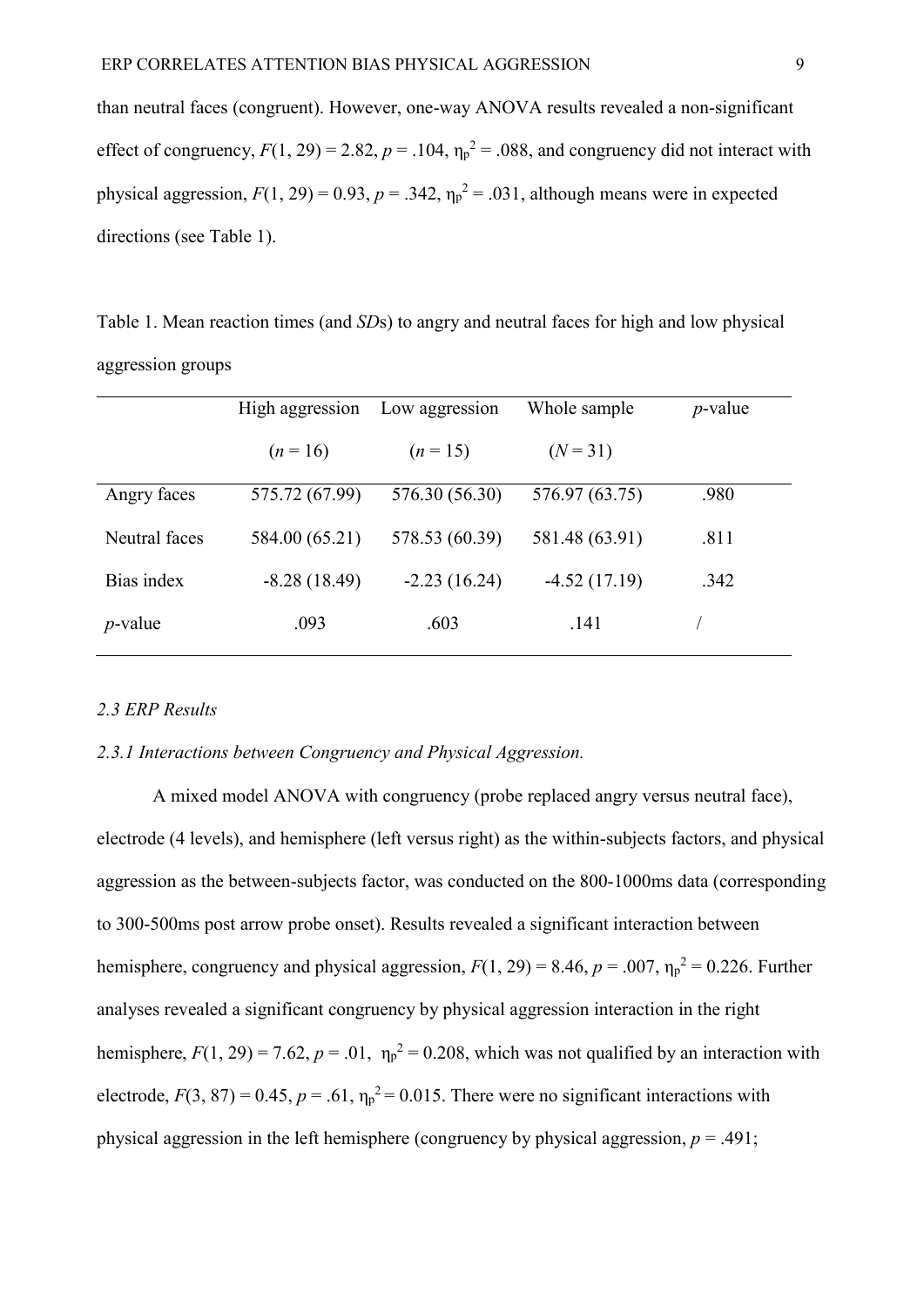than neutral faces (congruent). However, one-way ANOVA results revealed a non-significant effect of congruency, $F(1, 29) = 2.82$, $p = .104$, $\eta_p^2 = .088$, and congruency did not interact with physical aggression, $F(1, 29) = 0.93$, $p = .342$, $\eta_p^2 = .031$, although means were in expected directions (see Table 1).

Table 1. Mean reaction times (and *SD*s) to angry and neutral faces for high and low physical aggression groups

| | High aggression ($n = 16$) | Low aggression ($n = 15$) | Whole sample ($N = 31$) | *p*-value |
|---|---|---|---|---|
| Angry faces | 575.72 (67.99) | 576.30 (56.30) | 576.97 (63.75) | .980 |
| Neutral faces | 584.00 (65.21) | 578.53 (60.39) | 581.48 (63.91) | .811 |
| Bias index | -8.28 (18.49) | -2.23 (16.24) | -4.52 (17.19) | .342 |
| *p*-value | .093 | .603 | .141 | / |

### *2.3 ERP Results*

#### *2.3.1 Interactions between Congruency and Physical Aggression.*

A mixed model ANOVA with congruency (probe replaced angry versus neutral face), electrode (4 levels), and hemisphere (left versus right) as the within-subjects factors, and physical aggression as the between-subjects factor, was conducted on the 800-1000ms data (corresponding to 300-500ms post arrow probe onset). Results revealed a significant interaction between hemisphere, congruency and physical aggression, $F(1, 29) = 8.46$, $p = .007$, $\eta_p^2 = 0.226$. Further analyses revealed a significant congruency by physical aggression interaction in the right hemisphere, $F(1, 29) = 7.62$, $p = .01$, $\eta_p^2 = 0.208$, which was not qualified by an interaction with electrode, $F(3, 87) = 0.45$, $p = .61$, $\eta_p^2 = 0.015$. There were no significant interactions with physical aggression in the left hemisphere (congruency by physical aggression, $p = .491$;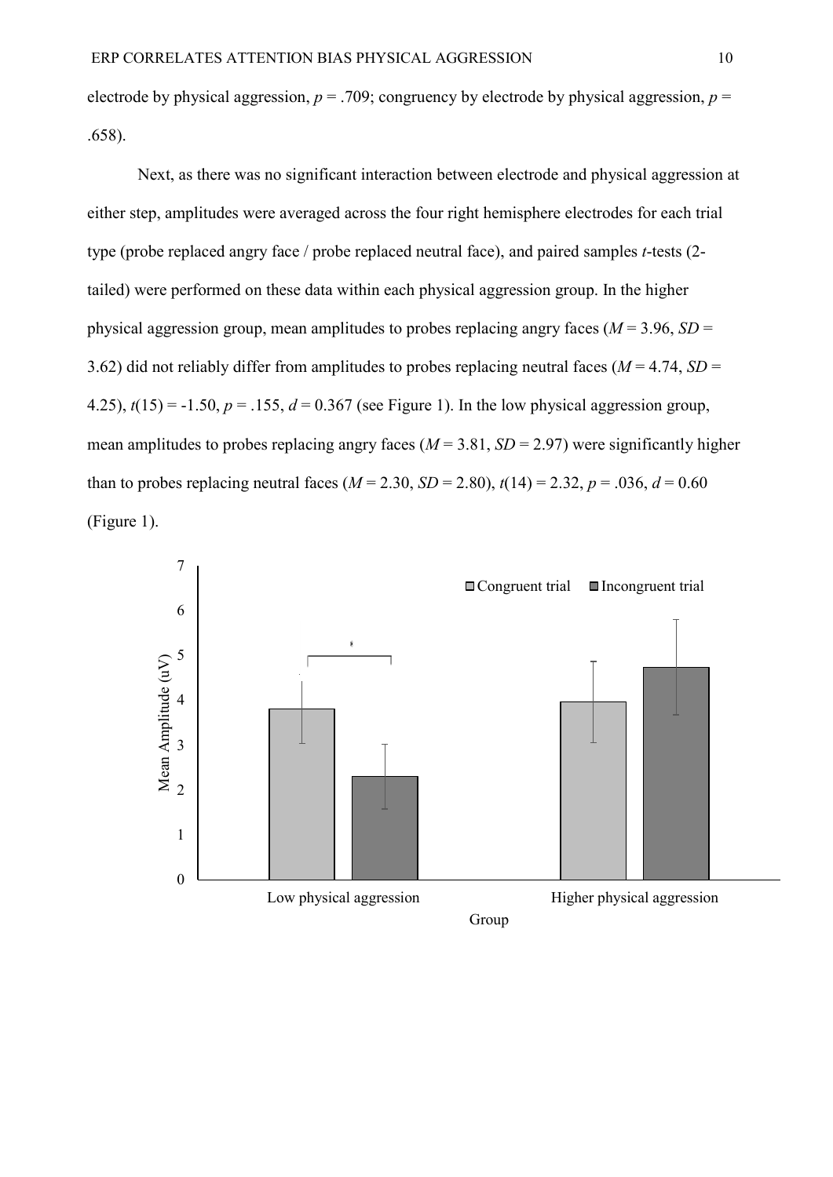electrode by physical aggression, $p = .709$; congruency by electrode by physical aggression, $p = .658$).

Next, as there was no significant interaction between electrode and physical aggression at either step, amplitudes were averaged across the four right hemisphere electrodes for each trial type (probe replaced angry face / probe replaced neutral face), and paired samples *t*-tests (2-tailed) were performed on these data within each physical aggression group. In the higher physical aggression group, mean amplitudes to probes replacing angry faces ($M = 3.96$, $SD = 3.62$) did not reliably differ from amplitudes to probes replacing neutral faces ($M = 4.74$, $SD = 4.25$), $t(15) = -1.50$, $p = .155$, $d = 0.367$ (see Figure 1). In the low physical aggression group, mean amplitudes to probes replacing angry faces ($M = 3.81$, $SD = 2.97$) were significantly higher than to probes replacing neutral faces ($M = 2.30$, $SD = 2.80$), $t(14) = 2.32$, $p = .036$, $d = 0.60$ (Figure 1).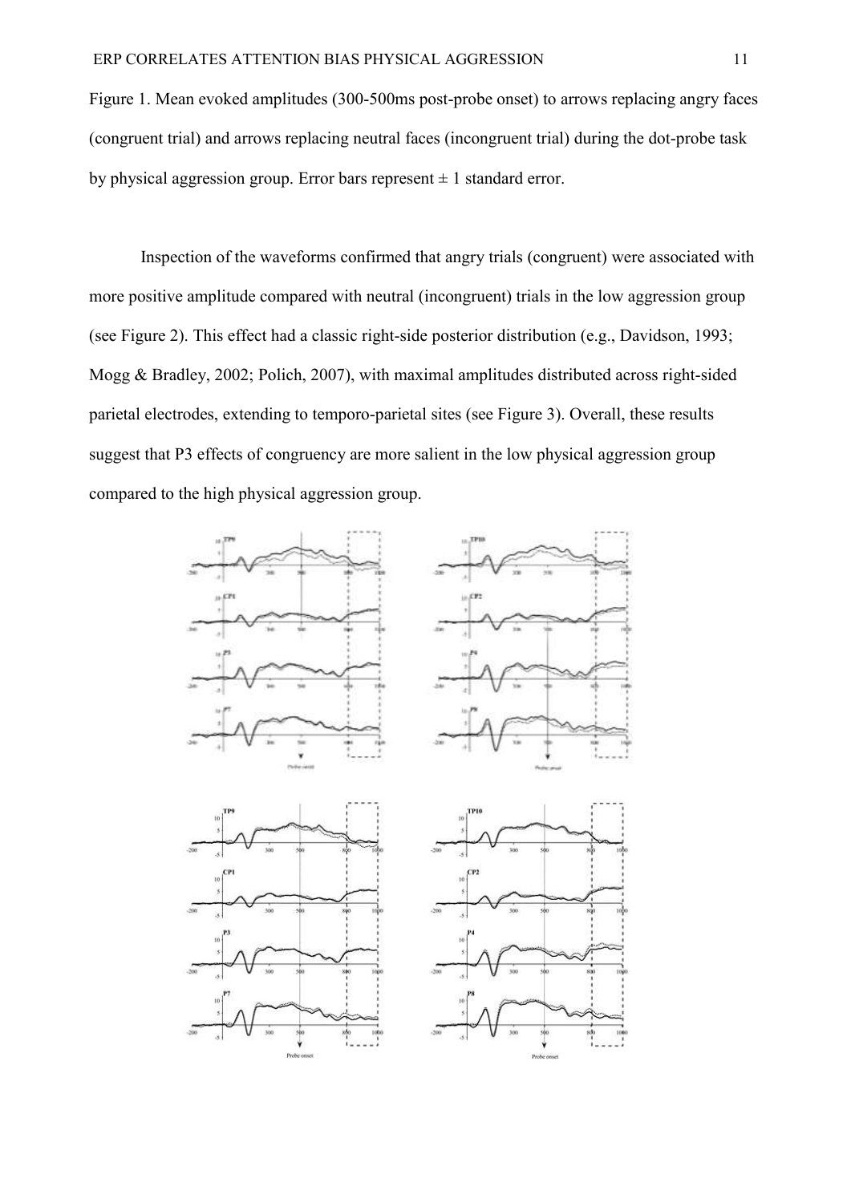Figure 1. Mean evoked amplitudes (300-500ms post-probe onset) to arrows replacing angry faces (congruent trial) and arrows replacing neutral faces (incongruent trial) during the dot-probe task by physical aggression group. Error bars represent ± 1 standard error.

Inspection of the waveforms confirmed that angry trials (congruent) were associated with more positive amplitude compared with neutral (incongruent) trials in the low aggression group (see Figure 2). This effect had a classic right-side posterior distribution (e.g., Davidson, 1993; Mogg & Bradley, 2002; Polich, 2007), with maximal amplitudes distributed across right-sided parietal electrodes, extending to temporo-parietal sites (see Figure 3). Overall, these results suggest that P3 effects of congruency are more salient in the low physical aggression group compared to the high physical aggression group.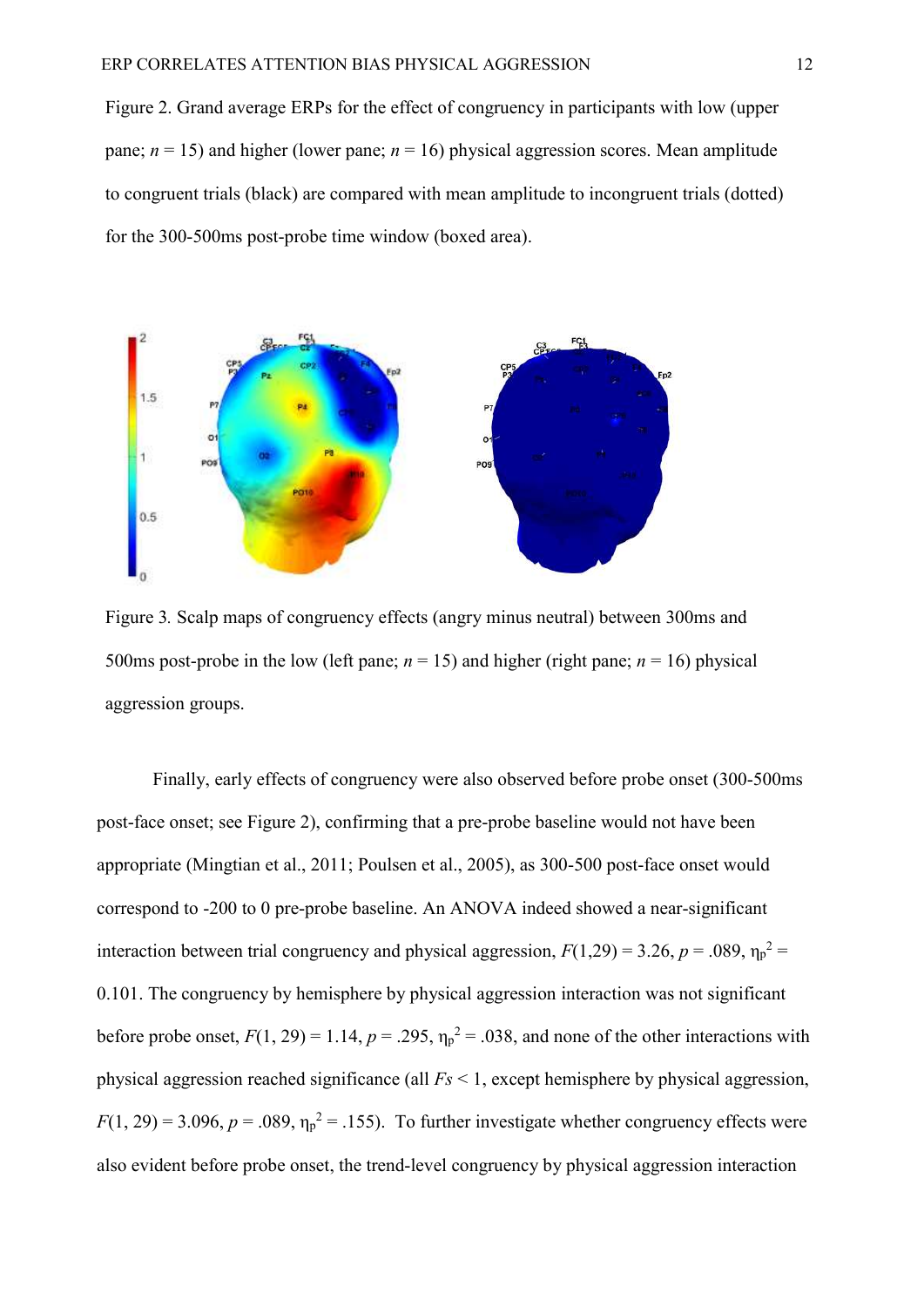Figure 2. Grand average ERPs for the effect of congruency in participants with low (upper pane; $n$ = 15) and higher (lower pane; $n$ = 16) physical aggression scores. Mean amplitude to congruent trials (black) are compared with mean amplitude to incongruent trials (dotted) for the 300-500ms post-probe time window (boxed area).

Figure 3. Scalp maps of congruency effects (angry minus neutral) between 300ms and 500ms post-probe in the low (left pane; $n$ = 15) and higher (right pane; $n$ = 16) physical aggression groups.

Finally, early effects of congruency were also observed before probe onset (300-500ms post-face onset; see Figure 2), confirming that a pre-probe baseline would not have been appropriate (Mingtian et al., 2011; Poulsen et al., 2005), as 300-500 post-face onset would correspond to -200 to 0 pre-probe baseline. An ANOVA indeed showed a near-significant interaction between trial congruency and physical aggression, $F(1,29) = 3.26$, $p = .089$, $\eta_p^2 = 0.101$. The congruency by hemisphere by physical aggression interaction was not significant before probe onset, $F(1, 29) = 1.14$, $p = .295$, $\eta_p^2 = .038$, and none of the other interactions with physical aggression reached significance (all $Fs < 1$, except hemisphere by physical aggression, $F(1, 29) = 3.096$, $p = .089$, $\eta_p^2 = .155$). To further investigate whether congruency effects were also evident before probe onset, the trend-level congruency by physical aggression interaction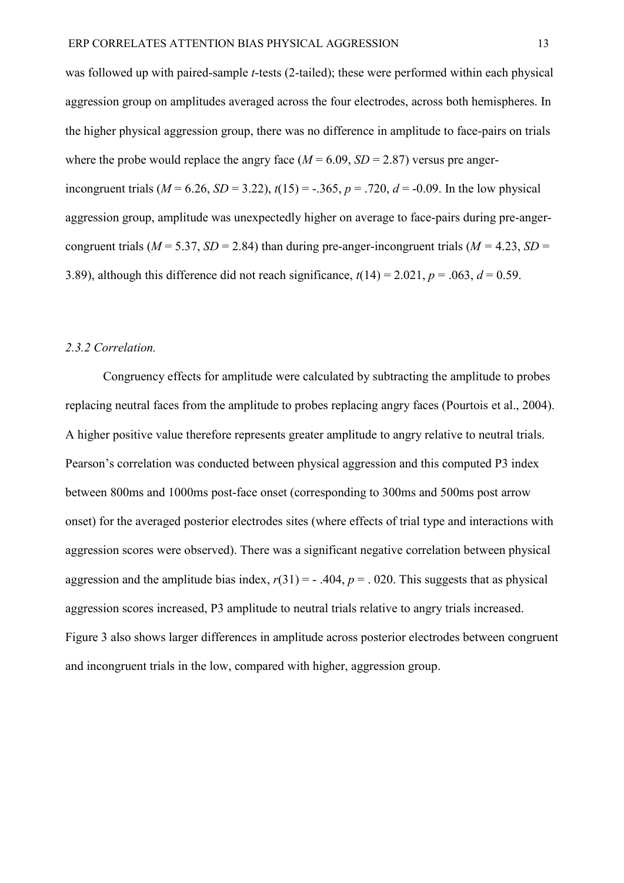was followed up with paired-sample *t*-tests (2-tailed); these were performed within each physical aggression group on amplitudes averaged across the four electrodes, across both hemispheres. In the higher physical aggression group, there was no difference in amplitude to face-pairs on trials where the probe would replace the angry face ($M = 6.09$, $SD = 2.87$) versus pre anger-incongruent trials ($M = 6.26$, $SD = 3.22$), $t(15) = -.365$, $p = .720$, $d = -0.09$. In the low physical aggression group, amplitude was unexpectedly higher on average to face-pairs during pre-anger-congruent trials ($M = 5.37$, $SD = 2.84$) than during pre-anger-incongruent trials ($M = 4.23$, $SD = 3.89$), although this difference did not reach significance, $t(14) = 2.021$, $p = .063$, $d = 0.59$.

### *2.3.2 Correlation.*

Congruency effects for amplitude were calculated by subtracting the amplitude to probes replacing neutral faces from the amplitude to probes replacing angry faces (Pourtois et al., 2004). A higher positive value therefore represents greater amplitude to angry relative to neutral trials. Pearson's correlation was conducted between physical aggression and this computed P3 index between 800ms and 1000ms post-face onset (corresponding to 300ms and 500ms post arrow onset) for the averaged posterior electrodes sites (where effects of trial type and interactions with aggression scores were observed). There was a significant negative correlation between physical aggression and the amplitude bias index, $r(31) = -.404$, $p = .020$. This suggests that as physical aggression scores increased, P3 amplitude to neutral trials relative to angry trials increased. Figure 3 also shows larger differences in amplitude across posterior electrodes between congruent and incongruent trials in the low, compared with higher, aggression group.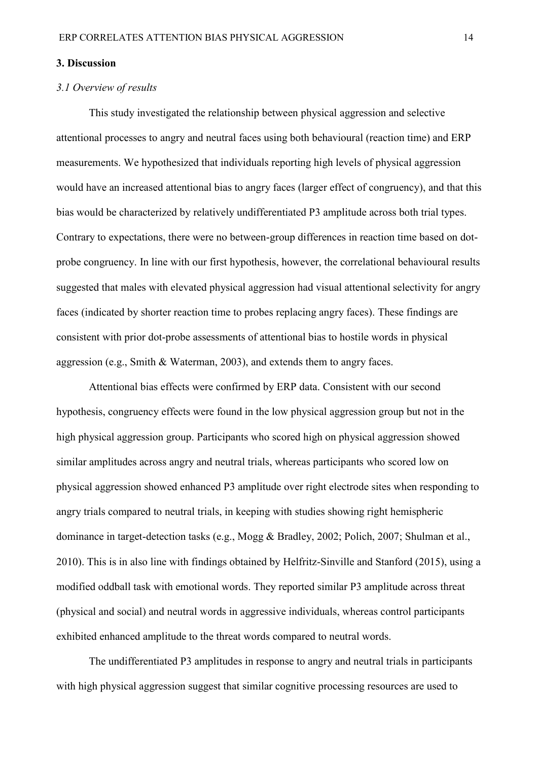## 3. Discussion

### *3.1 Overview of results*

This study investigated the relationship between physical aggression and selective attentional processes to angry and neutral faces using both behavioural (reaction time) and ERP measurements. We hypothesized that individuals reporting high levels of physical aggression would have an increased attentional bias to angry faces (larger effect of congruency), and that this bias would be characterized by relatively undifferentiated P3 amplitude across both trial types. Contrary to expectations, there were no between-group differences in reaction time based on dot-probe congruency. In line with our first hypothesis, however, the correlational behavioural results suggested that males with elevated physical aggression had visual attentional selectivity for angry faces (indicated by shorter reaction time to probes replacing angry faces). These findings are consistent with prior dot-probe assessments of attentional bias to hostile words in physical aggression (e.g., Smith & Waterman, 2003), and extends them to angry faces.

Attentional bias effects were confirmed by ERP data. Consistent with our second hypothesis, congruency effects were found in the low physical aggression group but not in the high physical aggression group. Participants who scored high on physical aggression showed similar amplitudes across angry and neutral trials, whereas participants who scored low on physical aggression showed enhanced P3 amplitude over right electrode sites when responding to angry trials compared to neutral trials, in keeping with studies showing right hemispheric dominance in target-detection tasks (e.g., Mogg & Bradley, 2002; Polich, 2007; Shulman et al., 2010). This is in also line with findings obtained by Helfritz-Sinville and Stanford (2015), using a modified oddball task with emotional words. They reported similar P3 amplitude across threat (physical and social) and neutral words in aggressive individuals, whereas control participants exhibited enhanced amplitude to the threat words compared to neutral words.

The undifferentiated P3 amplitudes in response to angry and neutral trials in participants with high physical aggression suggest that similar cognitive processing resources are used to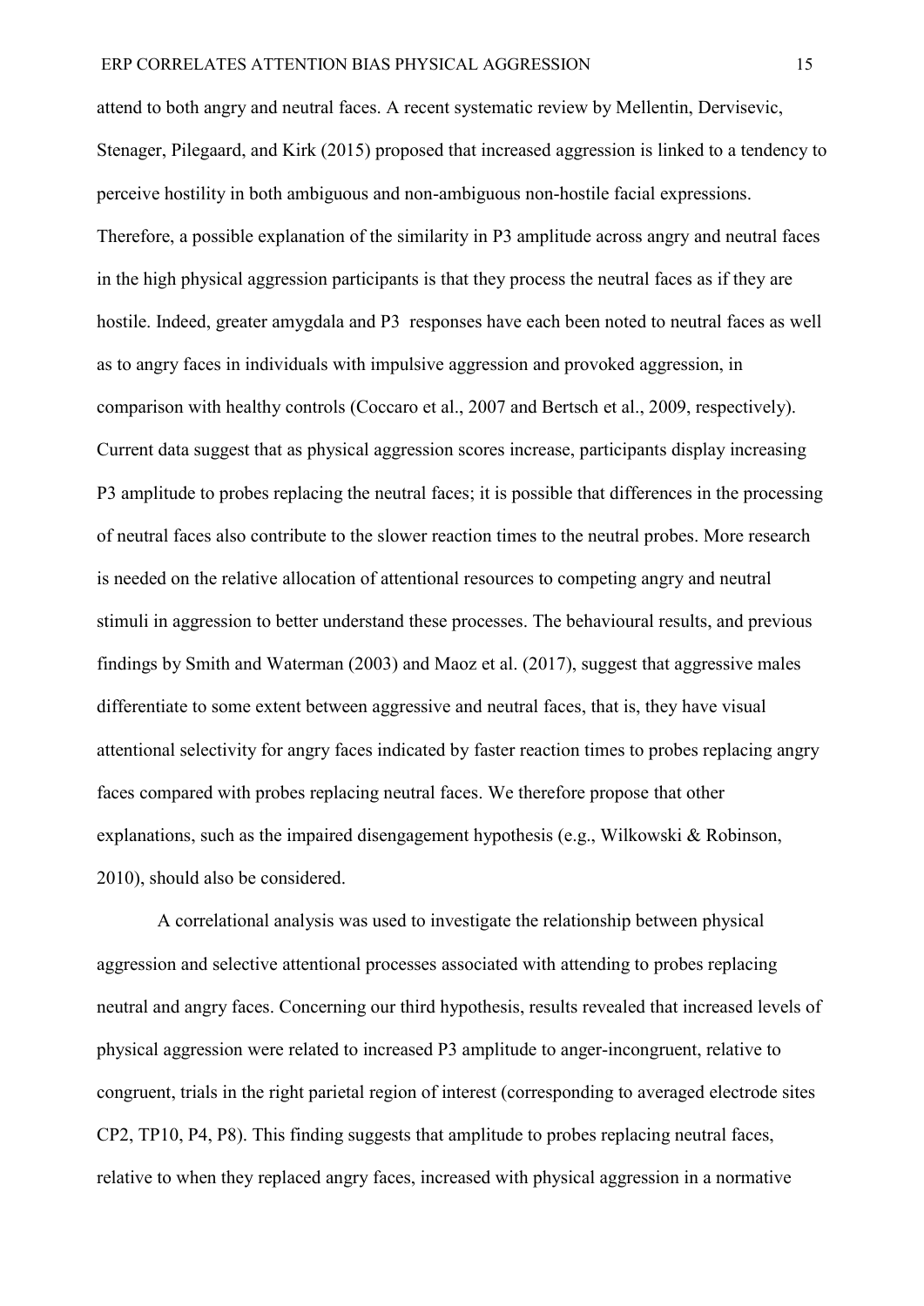attend to both angry and neutral faces. A recent systematic review by Mellentin, Dervisevic, Stenager, Pilegaard, and Kirk (2015) proposed that increased aggression is linked to a tendency to perceive hostility in both ambiguous and non-ambiguous non-hostile facial expressions. Therefore, a possible explanation of the similarity in P3 amplitude across angry and neutral faces in the high physical aggression participants is that they process the neutral faces as if they are hostile. Indeed, greater amygdala and P3 responses have each been noted to neutral faces as well as to angry faces in individuals with impulsive aggression and provoked aggression, in comparison with healthy controls (Coccaro et al., 2007 and Bertsch et al., 2009, respectively). Current data suggest that as physical aggression scores increase, participants display increasing P3 amplitude to probes replacing the neutral faces; it is possible that differences in the processing of neutral faces also contribute to the slower reaction times to the neutral probes. More research is needed on the relative allocation of attentional resources to competing angry and neutral stimuli in aggression to better understand these processes. The behavioural results, and previous findings by Smith and Waterman (2003) and Maoz et al. (2017), suggest that aggressive males differentiate to some extent between aggressive and neutral faces, that is, they have visual attentional selectivity for angry faces indicated by faster reaction times to probes replacing angry faces compared with probes replacing neutral faces. We therefore propose that other explanations, such as the impaired disengagement hypothesis (e.g., Wilkowski & Robinson, 2010), should also be considered.

A correlational analysis was used to investigate the relationship between physical aggression and selective attentional processes associated with attending to probes replacing neutral and angry faces. Concerning our third hypothesis, results revealed that increased levels of physical aggression were related to increased P3 amplitude to anger-incongruent, relative to congruent, trials in the right parietal region of interest (corresponding to averaged electrode sites CP2, TP10, P4, P8). This finding suggests that amplitude to probes replacing neutral faces, relative to when they replaced angry faces, increased with physical aggression in a normative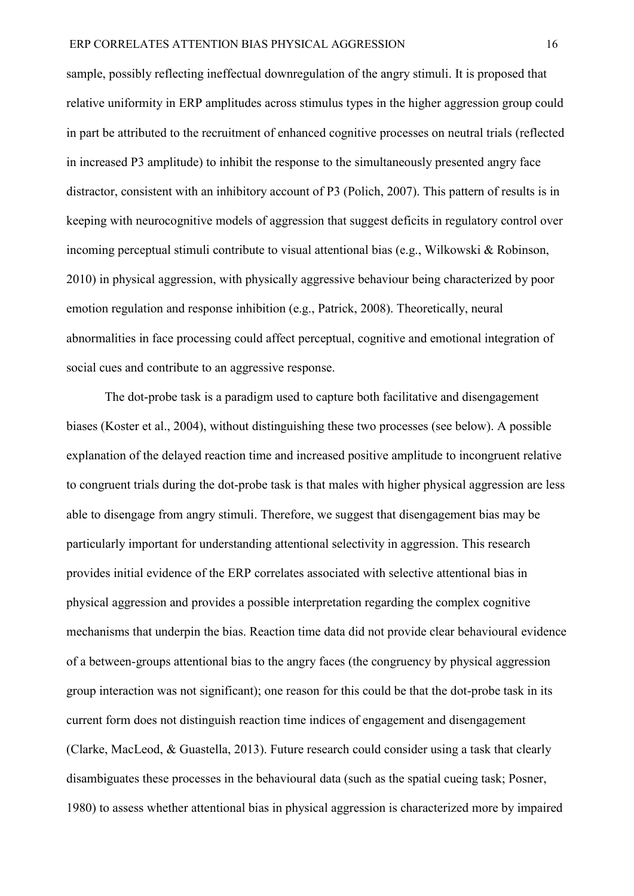sample, possibly reflecting ineffectual downregulation of the angry stimuli. It is proposed that relative uniformity in ERP amplitudes across stimulus types in the higher aggression group could in part be attributed to the recruitment of enhanced cognitive processes on neutral trials (reflected in increased P3 amplitude) to inhibit the response to the simultaneously presented angry face distractor, consistent with an inhibitory account of P3 (Polich, 2007). This pattern of results is in keeping with neurocognitive models of aggression that suggest deficits in regulatory control over incoming perceptual stimuli contribute to visual attentional bias (e.g., Wilkowski & Robinson, 2010) in physical aggression, with physically aggressive behaviour being characterized by poor emotion regulation and response inhibition (e.g., Patrick, 2008). Theoretically, neural abnormalities in face processing could affect perceptual, cognitive and emotional integration of social cues and contribute to an aggressive response.

The dot-probe task is a paradigm used to capture both facilitative and disengagement biases (Koster et al., 2004), without distinguishing these two processes (see below). A possible explanation of the delayed reaction time and increased positive amplitude to incongruent relative to congruent trials during the dot-probe task is that males with higher physical aggression are less able to disengage from angry stimuli. Therefore, we suggest that disengagement bias may be particularly important for understanding attentional selectivity in aggression. This research provides initial evidence of the ERP correlates associated with selective attentional bias in physical aggression and provides a possible interpretation regarding the complex cognitive mechanisms that underpin the bias. Reaction time data did not provide clear behavioural evidence of a between-groups attentional bias to the angry faces (the congruency by physical aggression group interaction was not significant); one reason for this could be that the dot-probe task in its current form does not distinguish reaction time indices of engagement and disengagement (Clarke, MacLeod, & Guastella, 2013). Future research could consider using a task that clearly disambiguates these processes in the behavioural data (such as the spatial cueing task; Posner, 1980) to assess whether attentional bias in physical aggression is characterized more by impaired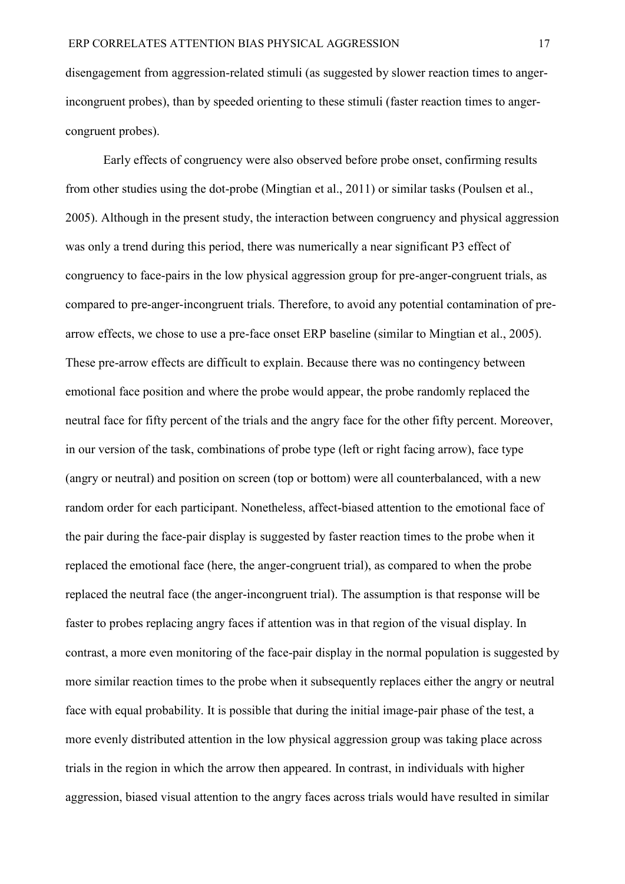disengagement from aggression-related stimuli (as suggested by slower reaction times to anger-incongruent probes), than by speeded orienting to these stimuli (faster reaction times to anger-congruent probes).

Early effects of congruency were also observed before probe onset, confirming results from other studies using the dot-probe (Mingtian et al., 2011) or similar tasks (Poulsen et al., 2005). Although in the present study, the interaction between congruency and physical aggression was only a trend during this period, there was numerically a near significant P3 effect of congruency to face-pairs in the low physical aggression group for pre-anger-congruent trials, as compared to pre-anger-incongruent trials. Therefore, to avoid any potential contamination of pre-arrow effects, we chose to use a pre-face onset ERP baseline (similar to Mingtian et al., 2005). These pre-arrow effects are difficult to explain. Because there was no contingency between emotional face position and where the probe would appear, the probe randomly replaced the neutral face for fifty percent of the trials and the angry face for the other fifty percent. Moreover, in our version of the task, combinations of probe type (left or right facing arrow), face type (angry or neutral) and position on screen (top or bottom) were all counterbalanced, with a new random order for each participant. Nonetheless, affect-biased attention to the emotional face of the pair during the face-pair display is suggested by faster reaction times to the probe when it replaced the emotional face (here, the anger-congruent trial), as compared to when the probe replaced the neutral face (the anger-incongruent trial). The assumption is that response will be faster to probes replacing angry faces if attention was in that region of the visual display. In contrast, a more even monitoring of the face-pair display in the normal population is suggested by more similar reaction times to the probe when it subsequently replaces either the angry or neutral face with equal probability. It is possible that during the initial image-pair phase of the test, a more evenly distributed attention in the low physical aggression group was taking place across trials in the region in which the arrow then appeared. In contrast, in individuals with higher aggression, biased visual attention to the angry faces across trials would have resulted in similar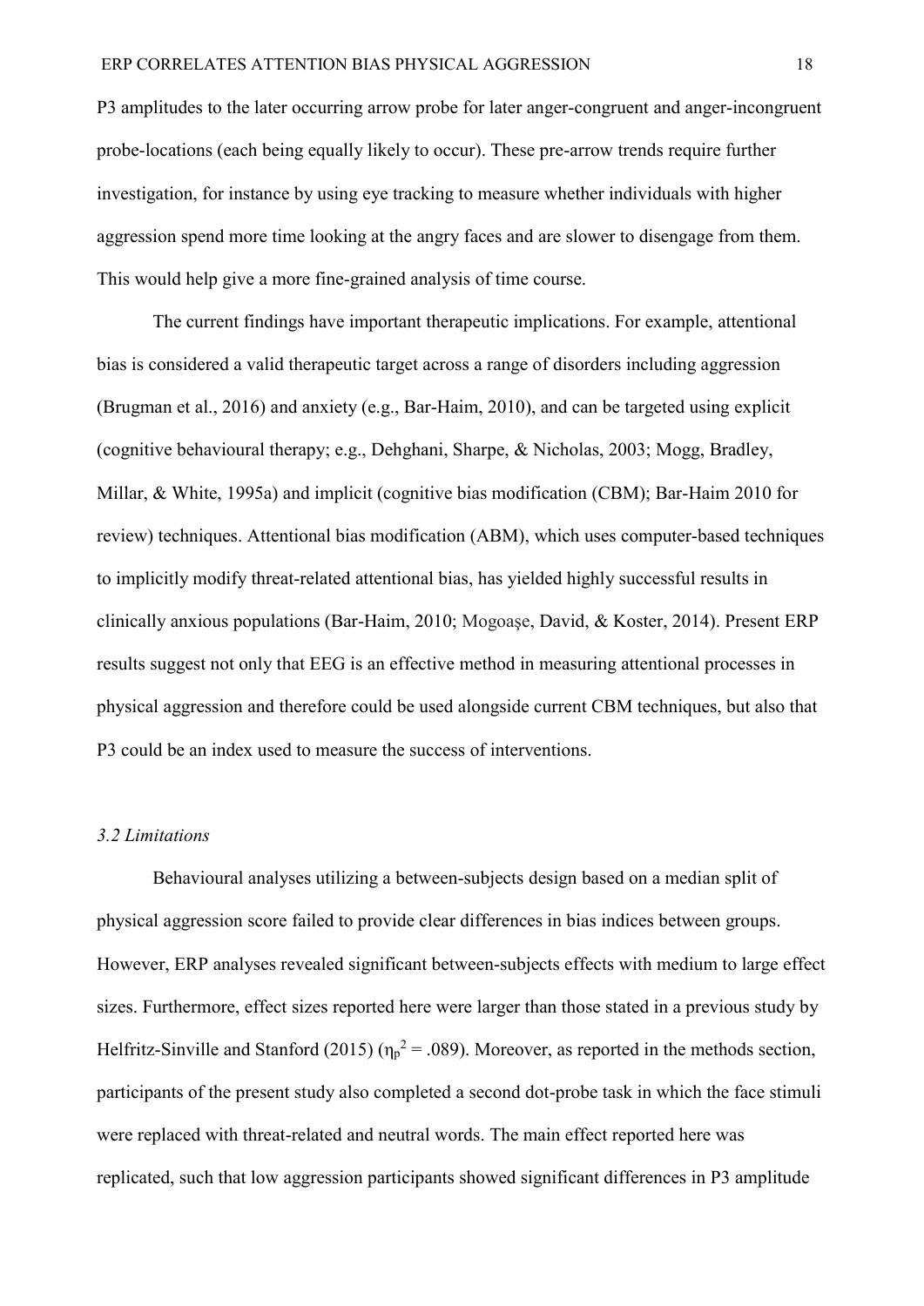P3 amplitudes to the later occurring arrow probe for later anger-congruent and anger-incongruent probe-locations (each being equally likely to occur). These pre-arrow trends require further investigation, for instance by using eye tracking to measure whether individuals with higher aggression spend more time looking at the angry faces and are slower to disengage from them. This would help give a more fine-grained analysis of time course.

The current findings have important therapeutic implications. For example, attentional bias is considered a valid therapeutic target across a range of disorders including aggression (Brugman et al., 2016) and anxiety (e.g., Bar-Haim, 2010), and can be targeted using explicit (cognitive behavioural therapy; e.g., Dehghani, Sharpe, & Nicholas, 2003; Mogg, Bradley, Millar, & White, 1995a) and implicit (cognitive bias modification (CBM); Bar-Haim 2010 for review) techniques. Attentional bias modification (ABM), which uses computer-based techniques to implicitly modify threat-related attentional bias, has yielded highly successful results in clinically anxious populations (Bar-Haim, 2010; Mogoaşe, David, & Koster, 2014). Present ERP results suggest not only that EEG is an effective method in measuring attentional processes in physical aggression and therefore could be used alongside current CBM techniques, but also that P3 could be an index used to measure the success of interventions.

### *3.2 Limitations*

Behavioural analyses utilizing a between-subjects design based on a median split of physical aggression score failed to provide clear differences in bias indices between groups. However, ERP analyses revealed significant between-subjects effects with medium to large effect sizes. Furthermore, effect sizes reported here were larger than those stated in a previous study by Helfritz-Sinville and Stanford (2015) ($\eta_p^2 = .089$). Moreover, as reported in the methods section, participants of the present study also completed a second dot-probe task in which the face stimuli were replaced with threat-related and neutral words. The main effect reported here was replicated, such that low aggression participants showed significant differences in P3 amplitude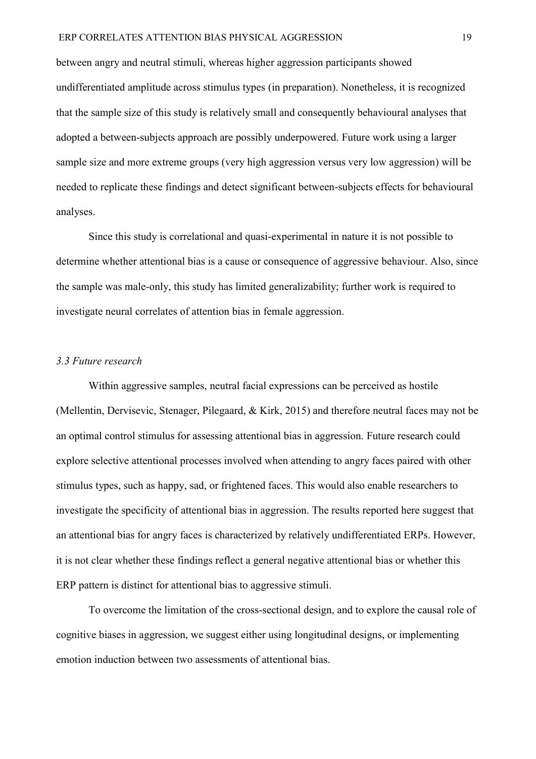between angry and neutral stimuli, whereas higher aggression participants showed undifferentiated amplitude across stimulus types (in preparation). Nonetheless, it is recognized that the sample size of this study is relatively small and consequently behavioural analyses that adopted a between-subjects approach are possibly underpowered. Future work using a larger sample size and more extreme groups (very high aggression versus very low aggression) will be needed to replicate these findings and detect significant between-subjects effects for behavioural analyses.

Since this study is correlational and quasi-experimental in nature it is not possible to determine whether attentional bias is a cause or consequence of aggressive behaviour. Also, since the sample was male-only, this study has limited generalizability; further work is required to investigate neural correlates of attention bias in female aggression.

### *3.3 Future research*

Within aggressive samples, neutral facial expressions can be perceived as hostile (Mellentin, Dervisevic, Stenager, Pilegaard, & Kirk, 2015) and therefore neutral faces may not be an optimal control stimulus for assessing attentional bias in aggression. Future research could explore selective attentional processes involved when attending to angry faces paired with other stimulus types, such as happy, sad, or frightened faces. This would also enable researchers to investigate the specificity of attentional bias in aggression. The results reported here suggest that an attentional bias for angry faces is characterized by relatively undifferentiated ERPs. However, it is not clear whether these findings reflect a general negative attentional bias or whether this ERP pattern is distinct for attentional bias to aggressive stimuli.

To overcome the limitation of the cross-sectional design, and to explore the causal role of cognitive biases in aggression, we suggest either using longitudinal designs, or implementing emotion induction between two assessments of attentional bias.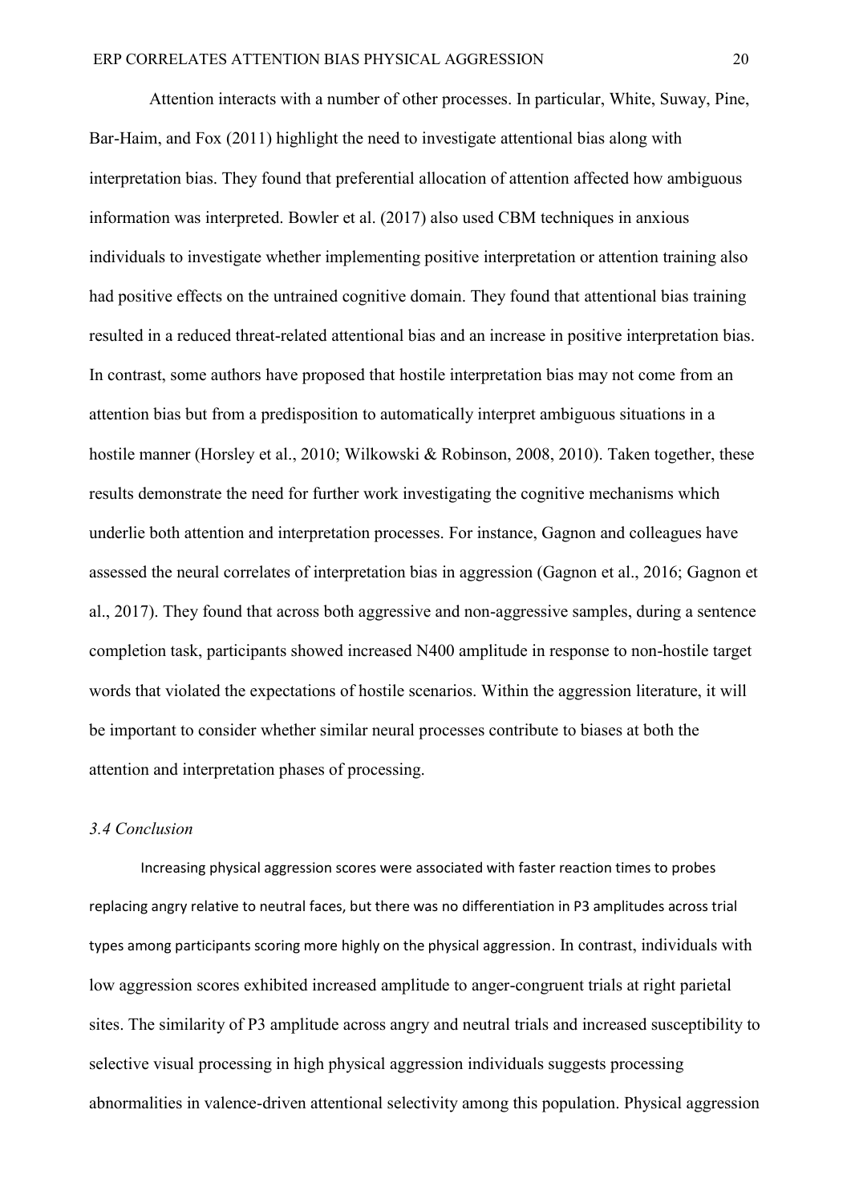Attention interacts with a number of other processes. In particular, White, Suway, Pine, Bar-Haim, and Fox (2011) highlight the need to investigate attentional bias along with interpretation bias. They found that preferential allocation of attention affected how ambiguous information was interpreted. Bowler et al. (2017) also used CBM techniques in anxious individuals to investigate whether implementing positive interpretation or attention training also had positive effects on the untrained cognitive domain. They found that attentional bias training resulted in a reduced threat-related attentional bias and an increase in positive interpretation bias. In contrast, some authors have proposed that hostile interpretation bias may not come from an attention bias but from a predisposition to automatically interpret ambiguous situations in a hostile manner (Horsley et al., 2010; Wilkowski & Robinson, 2008, 2010). Taken together, these results demonstrate the need for further work investigating the cognitive mechanisms which underlie both attention and interpretation processes. For instance, Gagnon and colleagues have assessed the neural correlates of interpretation bias in aggression (Gagnon et al., 2016; Gagnon et al., 2017). They found that across both aggressive and non-aggressive samples, during a sentence completion task, participants showed increased N400 amplitude in response to non-hostile target words that violated the expectations of hostile scenarios. Within the aggression literature, it will be important to consider whether similar neural processes contribute to biases at both the attention and interpretation phases of processing.

### *3.4 Conclusion*

Increasing physical aggression scores were associated with faster reaction times to probes replacing angry relative to neutral faces, but there was no differentiation in P3 amplitudes across trial types among participants scoring more highly on the physical aggression. In contrast, individuals with low aggression scores exhibited increased amplitude to anger-congruent trials at right parietal sites. The similarity of P3 amplitude across angry and neutral trials and increased susceptibility to selective visual processing in high physical aggression individuals suggests processing abnormalities in valence-driven attentional selectivity among this population. Physical aggression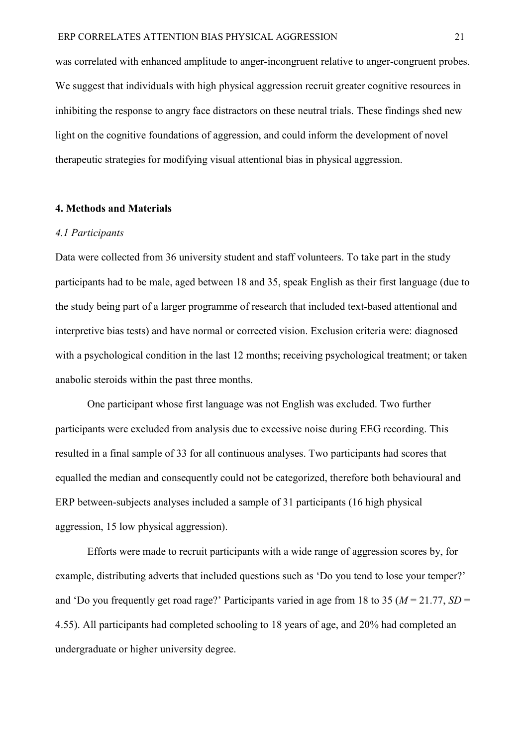was correlated with enhanced amplitude to anger-incongruent relative to anger-congruent probes. We suggest that individuals with high physical aggression recruit greater cognitive resources in inhibiting the response to angry face distractors on these neutral trials. These findings shed new light on the cognitive foundations of aggression, and could inform the development of novel therapeutic strategies for modifying visual attentional bias in physical aggression.

## 4. Methods and Materials

### *4.1 Participants*

Data were collected from 36 university student and staff volunteers. To take part in the study participants had to be male, aged between 18 and 35, speak English as their first language (due to the study being part of a larger programme of research that included text-based attentional and interpretive bias tests) and have normal or corrected vision. Exclusion criteria were: diagnosed with a psychological condition in the last 12 months; receiving psychological treatment; or taken anabolic steroids within the past three months.

One participant whose first language was not English was excluded. Two further participants were excluded from analysis due to excessive noise during EEG recording. This resulted in a final sample of 33 for all continuous analyses. Two participants had scores that equalled the median and consequently could not be categorized, therefore both behavioural and ERP between-subjects analyses included a sample of 31 participants (16 high physical aggression, 15 low physical aggression).

Efforts were made to recruit participants with a wide range of aggression scores by, for example, distributing adverts that included questions such as 'Do you tend to lose your temper?' and 'Do you frequently get road rage?' Participants varied in age from 18 to 35 ($M = 21.77$, $SD = 4.55$). All participants had completed schooling to 18 years of age, and 20% had completed an undergraduate or higher university degree.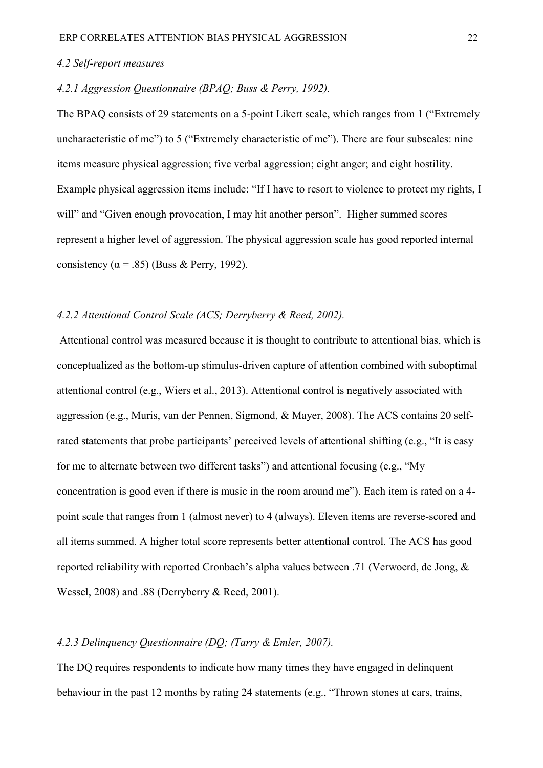*4.2 Self-report measures*

*4.2.1 Aggression Questionnaire (BPAQ; Buss & Perry, 1992).*

The BPAQ consists of 29 statements on a 5-point Likert scale, which ranges from 1 ("Extremely uncharacteristic of me") to 5 ("Extremely characteristic of me"). There are four subscales: nine items measure physical aggression; five verbal aggression; eight anger; and eight hostility. Example physical aggression items include: "If I have to resort to violence to protect my rights, I will" and "Given enough provocation, I may hit another person". Higher summed scores represent a higher level of aggression. The physical aggression scale has good reported internal consistency ($\alpha = .85$) (Buss & Perry, 1992).

*4.2.2 Attentional Control Scale (ACS; Derryberry & Reed, 2002).*

Attentional control was measured because it is thought to contribute to attentional bias, which is conceptualized as the bottom-up stimulus-driven capture of attention combined with suboptimal attentional control (e.g., Wiers et al., 2013). Attentional control is negatively associated with aggression (e.g., Muris, van der Pennen, Sigmond, & Mayer, 2008). The ACS contains 20 self-rated statements that probe participants' perceived levels of attentional shifting (e.g., "It is easy for me to alternate between two different tasks") and attentional focusing (e.g., "My concentration is good even if there is music in the room around me"). Each item is rated on a 4-point scale that ranges from 1 (almost never) to 4 (always). Eleven items are reverse-scored and all items summed. A higher total score represents better attentional control. The ACS has good reported reliability with reported Cronbach's alpha values between .71 (Verwoerd, de Jong, & Wessel, 2008) and .88 (Derryberry & Reed, 2001).

*4.2.3 Delinquency Questionnaire (DQ; (Tarry & Emler, 2007).*

The DQ requires respondents to indicate how many times they have engaged in delinquent behaviour in the past 12 months by rating 24 statements (e.g., "Thrown stones at cars, trains,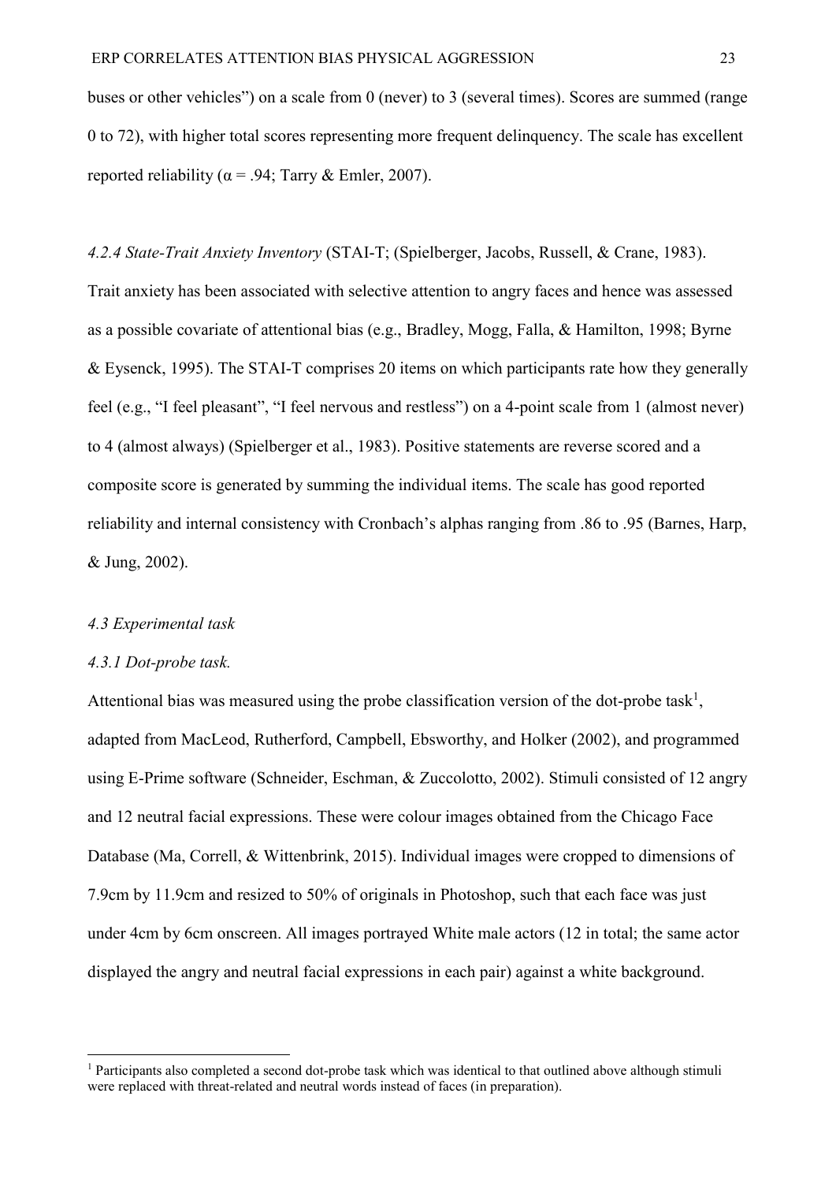buses or other vehicles") on a scale from 0 (never) to 3 (several times). Scores are summed (range 0 to 72), with higher total scores representing more frequent delinquency. The scale has excellent reported reliability ($\alpha = .94$; Tarry & Emler, 2007).

*4.2.4 State-Trait Anxiety Inventory* (STAI-T; (Spielberger, Jacobs, Russell, & Crane, 1983). Trait anxiety has been associated with selective attention to angry faces and hence was assessed as a possible covariate of attentional bias (e.g., Bradley, Mogg, Falla, & Hamilton, 1998; Byrne & Eysenck, 1995). The STAI-T comprises 20 items on which participants rate how they generally feel (e.g., "I feel pleasant", "I feel nervous and restless") on a 4-point scale from 1 (almost never) to 4 (almost always) (Spielberger et al., 1983). Positive statements are reverse scored and a composite score is generated by summing the individual items. The scale has good reported reliability and internal consistency with Cronbach's alphas ranging from .86 to .95 (Barnes, Harp, & Jung, 2002).

*4.3 Experimental task*

*4.3.1 Dot-probe task.*

Attentional bias was measured using the probe classification version of the dot-probe task[1], adapted from MacLeod, Rutherford, Campbell, Ebsworthy, and Holker (2002), and programmed using E-Prime software (Schneider, Eschman, & Zuccolotto, 2002). Stimuli consisted of 12 angry and 12 neutral facial expressions. These were colour images obtained from the Chicago Face Database (Ma, Correll, & Wittenbrink, 2015). Individual images were cropped to dimensions of 7.9cm by 11.9cm and resized to 50% of originals in Photoshop, such that each face was just under 4cm by 6cm onscreen. All images portrayed White male actors (12 in total; the same actor displayed the angry and neutral facial expressions in each pair) against a white background.

---

[1] Participants also completed a second dot-probe task which was identical to that outlined above although stimuli were replaced with threat-related and neutral words instead of faces (in preparation).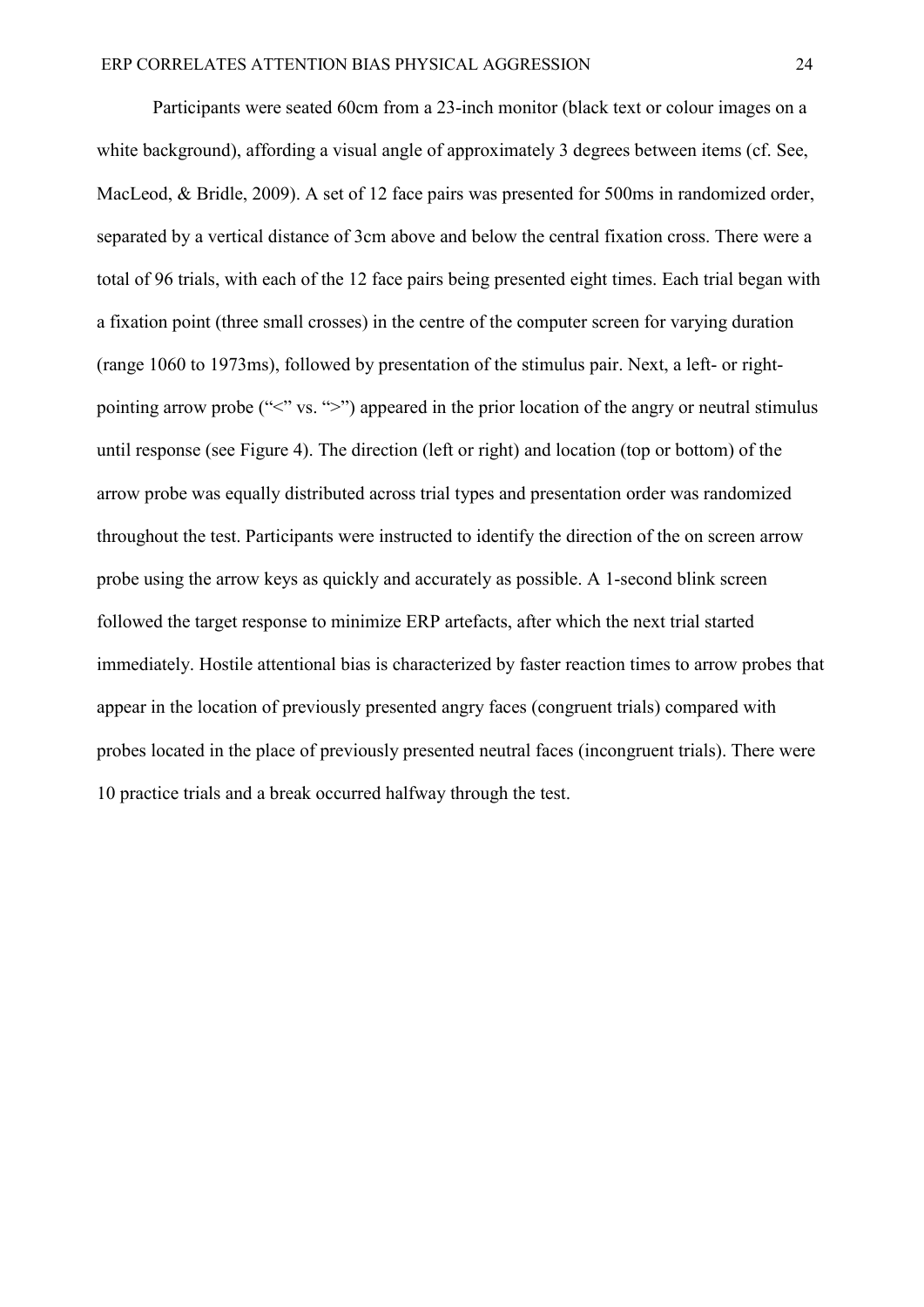Participants were seated 60cm from a 23-inch monitor (black text or colour images on a white background), affording a visual angle of approximately 3 degrees between items (cf. See, MacLeod, & Bridle, 2009). A set of 12 face pairs was presented for 500ms in randomized order, separated by a vertical distance of 3cm above and below the central fixation cross. There were a total of 96 trials, with each of the 12 face pairs being presented eight times. Each trial began with a fixation point (three small crosses) in the centre of the computer screen for varying duration (range 1060 to 1973ms), followed by presentation of the stimulus pair. Next, a left- or right-pointing arrow probe ("<" vs. ">") appeared in the prior location of the angry or neutral stimulus until response (see Figure 4). The direction (left or right) and location (top or bottom) of the arrow probe was equally distributed across trial types and presentation order was randomized throughout the test. Participants were instructed to identify the direction of the on screen arrow probe using the arrow keys as quickly and accurately as possible. A 1-second blink screen followed the target response to minimize ERP artefacts, after which the next trial started immediately. Hostile attentional bias is characterized by faster reaction times to arrow probes that appear in the location of previously presented angry faces (congruent trials) compared with probes located in the place of previously presented neutral faces (incongruent trials). There were 10 practice trials and a break occurred halfway through the test.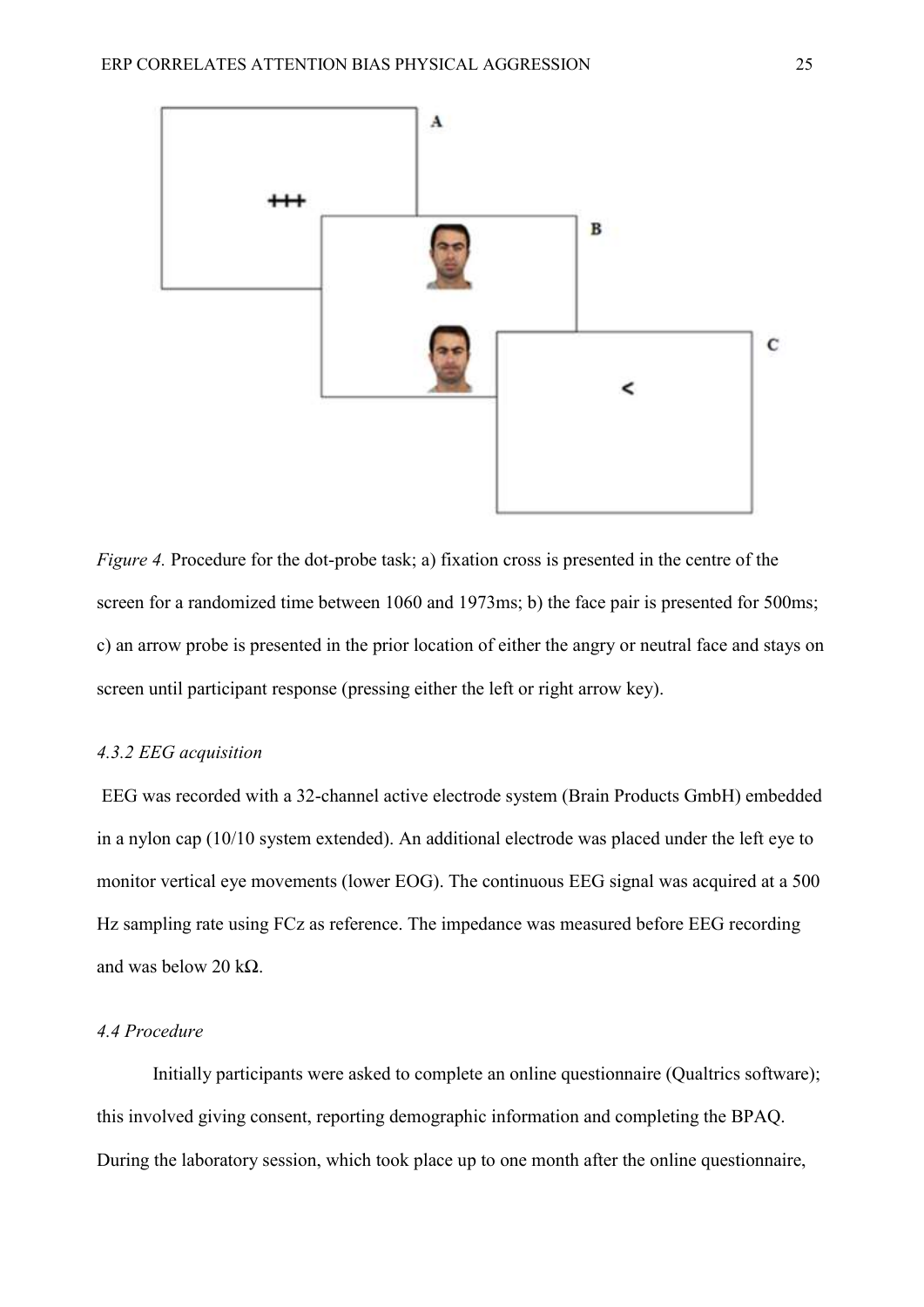*Figure 4.* Procedure for the dot-probe task; a) fixation cross is presented in the centre of the screen for a randomized time between 1060 and 1973ms; b) the face pair is presented for 500ms; c) an arrow probe is presented in the prior location of either the angry or neutral face and stays on screen until participant response (pressing either the left or right arrow key).

### *4.3.2 EEG acquisition*

EEG was recorded with a 32-channel active electrode system (Brain Products GmbH) embedded in a nylon cap (10/10 system extended). An additional electrode was placed under the left eye to monitor vertical eye movements (lower EOG). The continuous EEG signal was acquired at a 500 Hz sampling rate using FCz as reference. The impedance was measured before EEG recording and was below 20 kΩ.

### *4.4 Procedure*

Initially participants were asked to complete an online questionnaire (Qualtrics software); this involved giving consent, reporting demographic information and completing the BPAQ. During the laboratory session, which took place up to one month after the online questionnaire,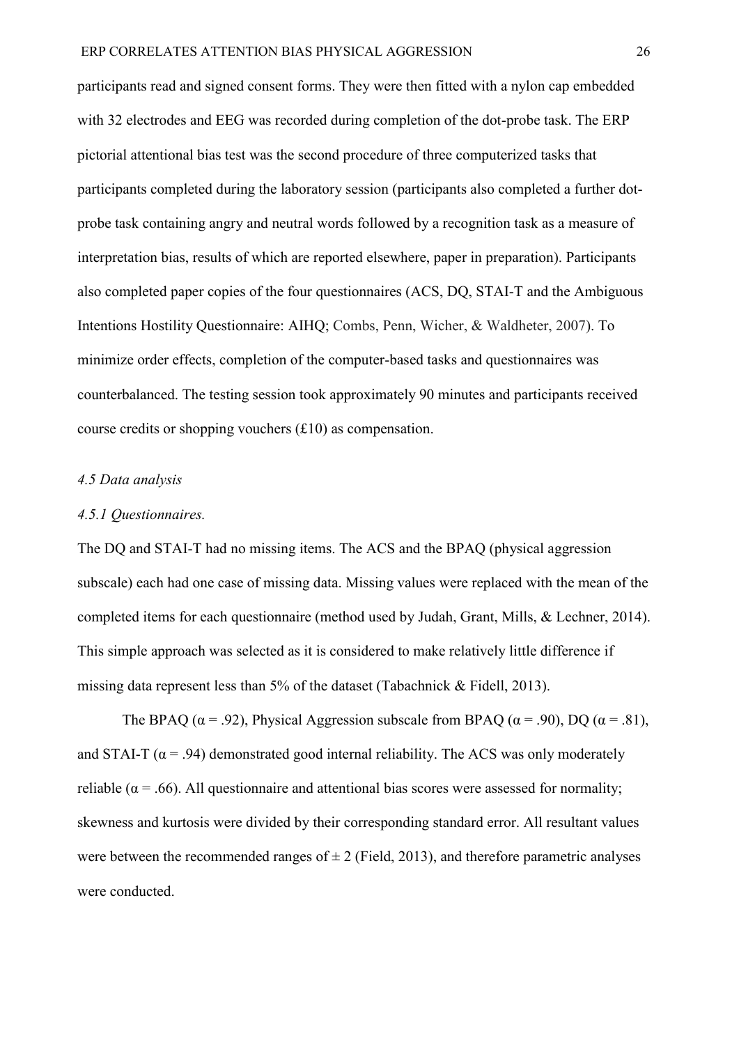participants read and signed consent forms. They were then fitted with a nylon cap embedded with 32 electrodes and EEG was recorded during completion of the dot-probe task. The ERP pictorial attentional bias test was the second procedure of three computerized tasks that participants completed during the laboratory session (participants also completed a further dot-probe task containing angry and neutral words followed by a recognition task as a measure of interpretation bias, results of which are reported elsewhere, paper in preparation). Participants also completed paper copies of the four questionnaires (ACS, DQ, STAI-T and the Ambiguous Intentions Hostility Questionnaire: AIHQ; Combs, Penn, Wicher, & Waldheter, 2007). To minimize order effects, completion of the computer-based tasks and questionnaires was counterbalanced. The testing session took approximately 90 minutes and participants received course credits or shopping vouchers (£10) as compensation.

### *4.5 Data analysis*

#### *4.5.1 Questionnaires.*

The DQ and STAI-T had no missing items. The ACS and the BPAQ (physical aggression subscale) each had one case of missing data. Missing values were replaced with the mean of the completed items for each questionnaire (method used by Judah, Grant, Mills, & Lechner, 2014). This simple approach was selected as it is considered to make relatively little difference if missing data represent less than 5% of the dataset (Tabachnick & Fidell, 2013).

The BPAQ ($\alpha = .92$), Physical Aggression subscale from BPAQ ($\alpha = .90$), DQ ($\alpha = .81$), and STAI-T ($\alpha = .94$) demonstrated good internal reliability. The ACS was only moderately reliable ($\alpha = .66$). All questionnaire and attentional bias scores were assessed for normality; skewness and kurtosis were divided by their corresponding standard error. All resultant values were between the recommended ranges of $\pm$ 2 (Field, 2013), and therefore parametric analyses were conducted.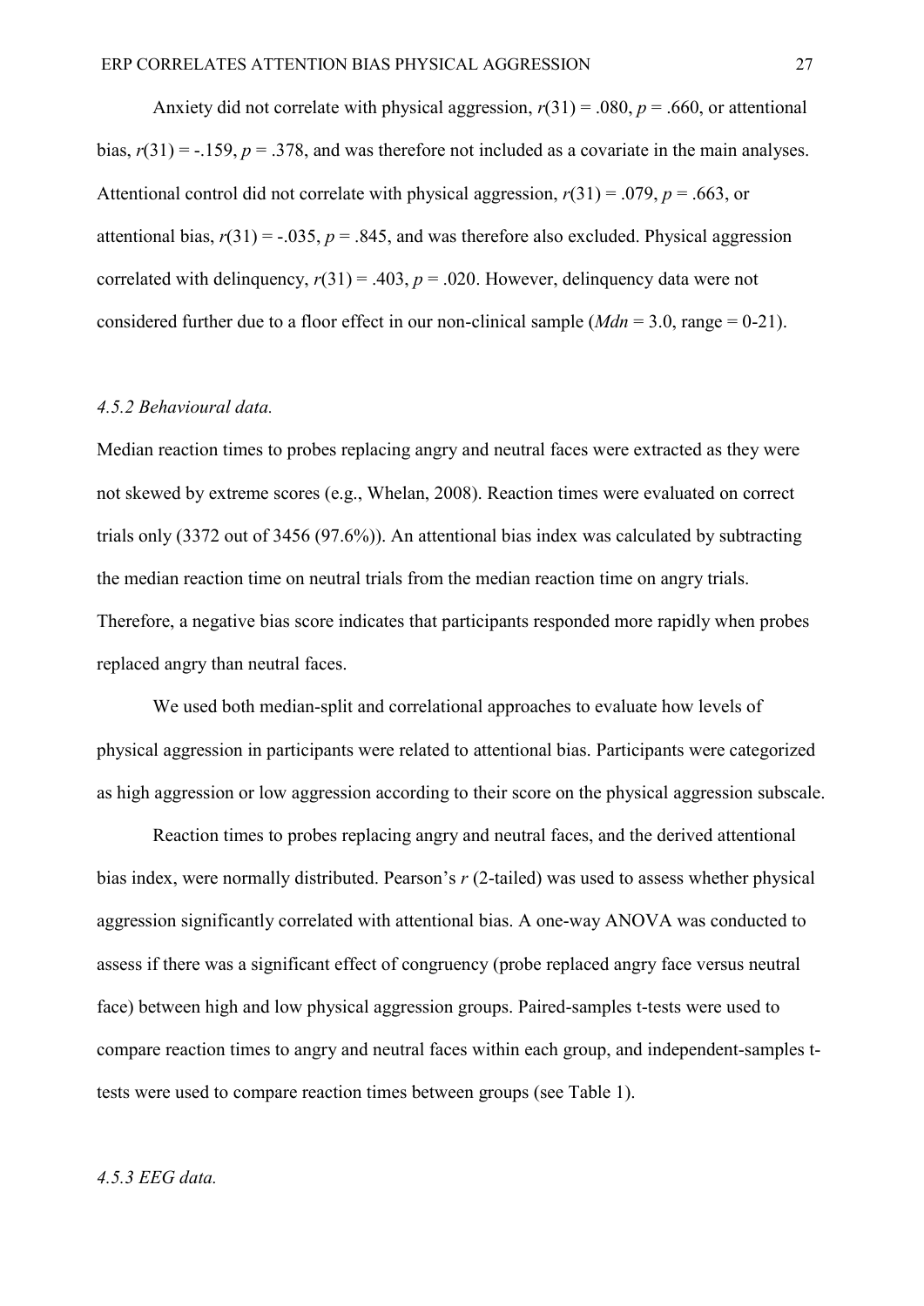Anxiety did not correlate with physical aggression, $r(31) = .080$, $p = .660$, or attentional bias, $r(31) = -.159$, $p = .378$, and was therefore not included as a covariate in the main analyses. Attentional control did not correlate with physical aggression, $r(31) = .079$, $p = .663$, or attentional bias, $r(31) = -.035$, $p = .845$, and was therefore also excluded. Physical aggression correlated with delinquency, $r(31) = .403$, $p = .020$. However, delinquency data were not considered further due to a floor effect in our non-clinical sample (*Mdn* = 3.0, range = 0-21).

#### *4.5.2 Behavioural data.*

Median reaction times to probes replacing angry and neutral faces were extracted as they were not skewed by extreme scores (e.g., Whelan, 2008). Reaction times were evaluated on correct trials only (3372 out of 3456 (97.6%)). An attentional bias index was calculated by subtracting the median reaction time on neutral trials from the median reaction time on angry trials. Therefore, a negative bias score indicates that participants responded more rapidly when probes replaced angry than neutral faces.

We used both median-split and correlational approaches to evaluate how levels of physical aggression in participants were related to attentional bias. Participants were categorized as high aggression or low aggression according to their score on the physical aggression subscale.

Reaction times to probes replacing angry and neutral faces, and the derived attentional bias index, were normally distributed. Pearson's $r$ (2-tailed) was used to assess whether physical aggression significantly correlated with attentional bias. A one-way ANOVA was conducted to assess if there was a significant effect of congruency (probe replaced angry face versus neutral face) between high and low physical aggression groups. Paired-samples t-tests were used to compare reaction times to angry and neutral faces within each group, and independent-samples t-tests were used to compare reaction times between groups (see Table 1).

#### *4.5.3 EEG data.*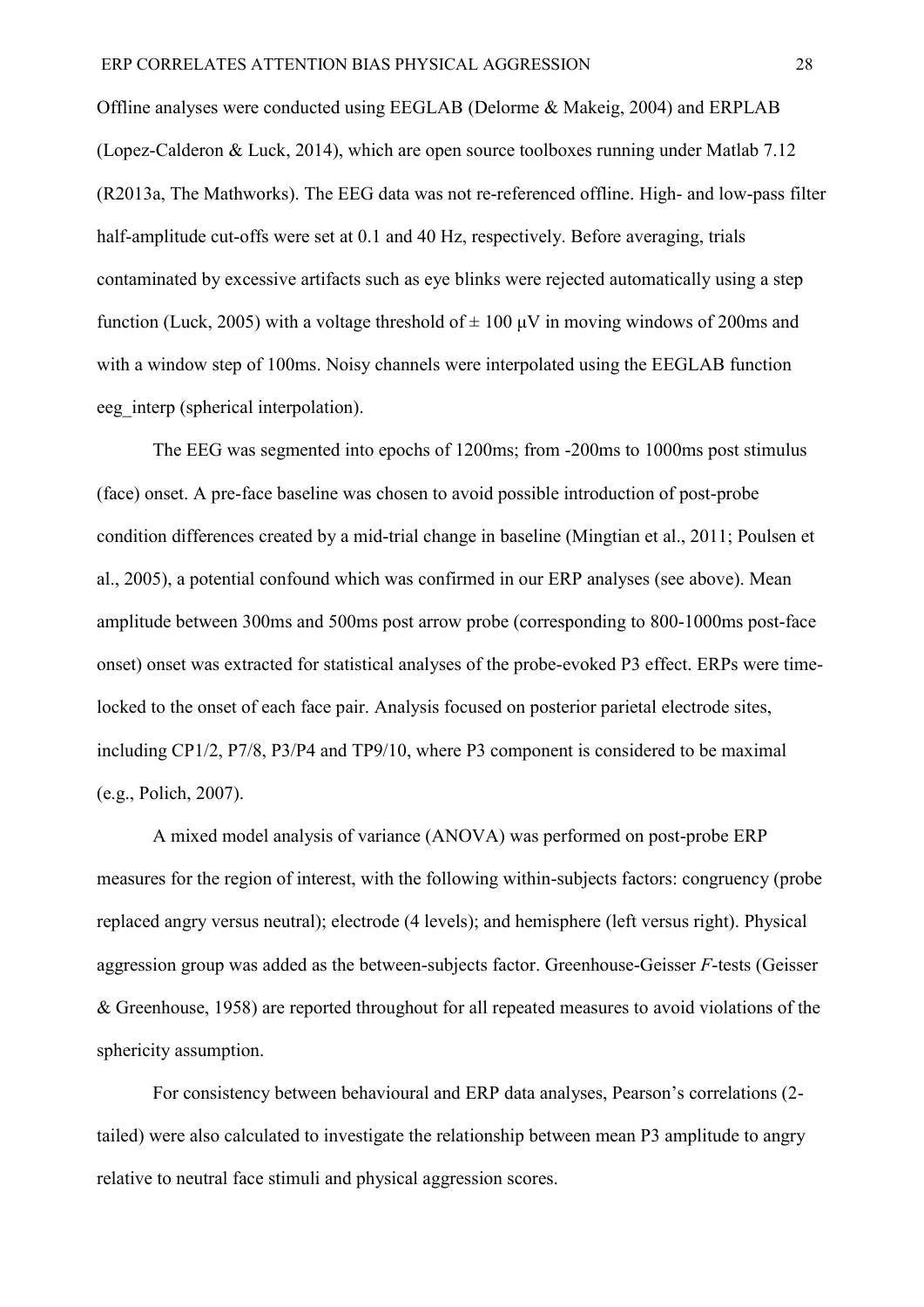Offline analyses were conducted using EEGLAB (Delorme & Makeig, 2004) and ERPLAB (Lopez-Calderon & Luck, 2014), which are open source toolboxes running under Matlab 7.12 (R2013a, The Mathworks). The EEG data was not re-referenced offline. High- and low-pass filter half-amplitude cut-offs were set at 0.1 and 40 Hz, respectively. Before averaging, trials contaminated by excessive artifacts such as eye blinks were rejected automatically using a step function (Luck, 2005) with a voltage threshold of ± 100 μV in moving windows of 200ms and with a window step of 100ms. Noisy channels were interpolated using the EEGLAB function eeg_interp (spherical interpolation).

The EEG was segmented into epochs of 1200ms; from -200ms to 1000ms post stimulus (face) onset. A pre-face baseline was chosen to avoid possible introduction of post-probe condition differences created by a mid-trial change in baseline (Mingtian et al., 2011; Poulsen et al., 2005), a potential confound which was confirmed in our ERP analyses (see above). Mean amplitude between 300ms and 500ms post arrow probe (corresponding to 800-1000ms post-face onset) onset was extracted for statistical analyses of the probe-evoked P3 effect. ERPs were time-locked to the onset of each face pair. Analysis focused on posterior parietal electrode sites, including CP1/2, P7/8, P3/P4 and TP9/10, where P3 component is considered to be maximal (e.g., Polich, 2007).

A mixed model analysis of variance (ANOVA) was performed on post-probe ERP measures for the region of interest, with the following within-subjects factors: congruency (probe replaced angry versus neutral); electrode (4 levels); and hemisphere (left versus right). Physical aggression group was added as the between-subjects factor. Greenhouse-Geisser $F$-tests (Geisser & Greenhouse, 1958) are reported throughout for all repeated measures to avoid violations of the sphericity assumption.

For consistency between behavioural and ERP data analyses, Pearson's correlations (2-tailed) were also calculated to investigate the relationship between mean P3 amplitude to angry relative to neutral face stimuli and physical aggression scores.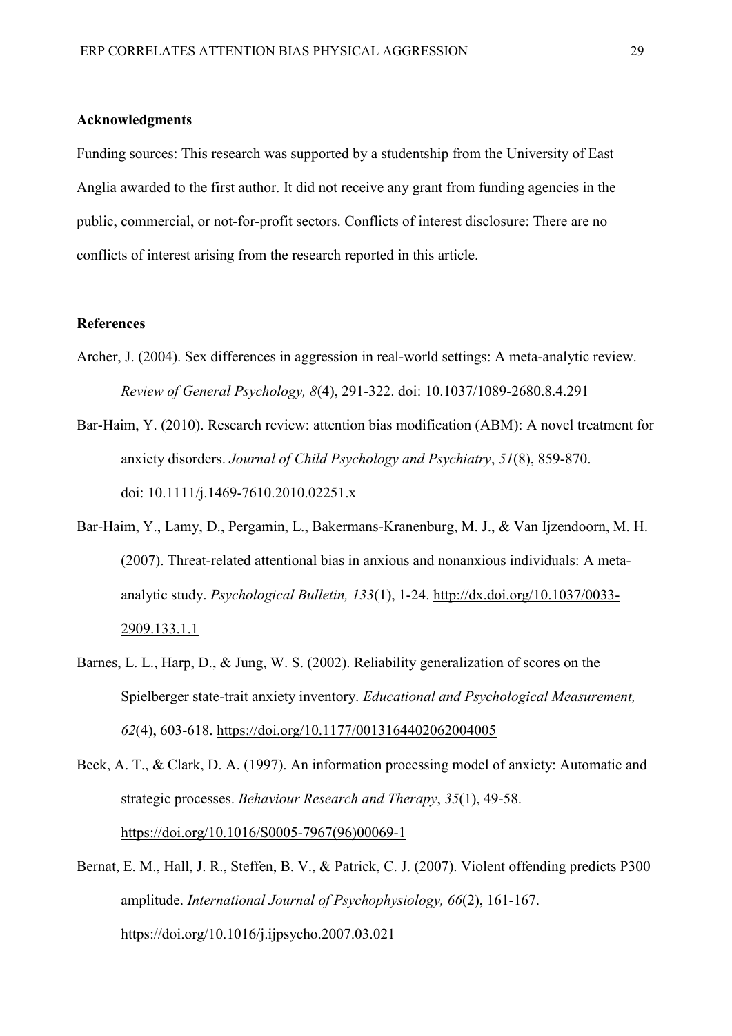## Acknowledgments

Funding sources: This research was supported by a studentship from the University of East Anglia awarded to the first author. It did not receive any grant from funding agencies in the public, commercial, or not-for-profit sectors. Conflicts of interest disclosure: There are no conflicts of interest arising from the research reported in this article.

## References

Archer, J. (2004). Sex differences in aggression in real-world settings: A meta-analytic review. *Review of General Psychology, 8*(4), 291-322. doi: 10.1037/1089-2680.8.4.291

Bar-Haim, Y. (2010). Research review: attention bias modification (ABM): A novel treatment for anxiety disorders. *Journal of Child Psychology and Psychiatry*, *51*(8), 859-870. doi: 10.1111/j.1469-7610.2010.02251.x

Bar-Haim, Y., Lamy, D., Pergamin, L., Bakermans-Kranenburg, M. J., & Van Ijzendoorn, M. H. (2007). Threat-related attentional bias in anxious and nonanxious individuals: A meta-analytic study. *Psychological Bulletin, 133*(1), 1-24. http://dx.doi.org/10.1037/0033-2909.133.1.1

Barnes, L. L., Harp, D., & Jung, W. S. (2002). Reliability generalization of scores on the Spielberger state-trait anxiety inventory. *Educational and Psychological Measurement, 62*(4), 603-618. https://doi.org/10.1177/0013164402062004005

Beck, A. T., & Clark, D. A. (1997). An information processing model of anxiety: Automatic and strategic processes. *Behaviour Research and Therapy*, *35*(1), 49-58. https://doi.org/10.1016/S0005-7967(96)00069-1

Bernat, E. M., Hall, J. R., Steffen, B. V., & Patrick, C. J. (2007). Violent offending predicts P300 amplitude. *International Journal of Psychophysiology, 66*(2), 161-167. https://doi.org/10.1016/j.ijpsycho.2007.03.021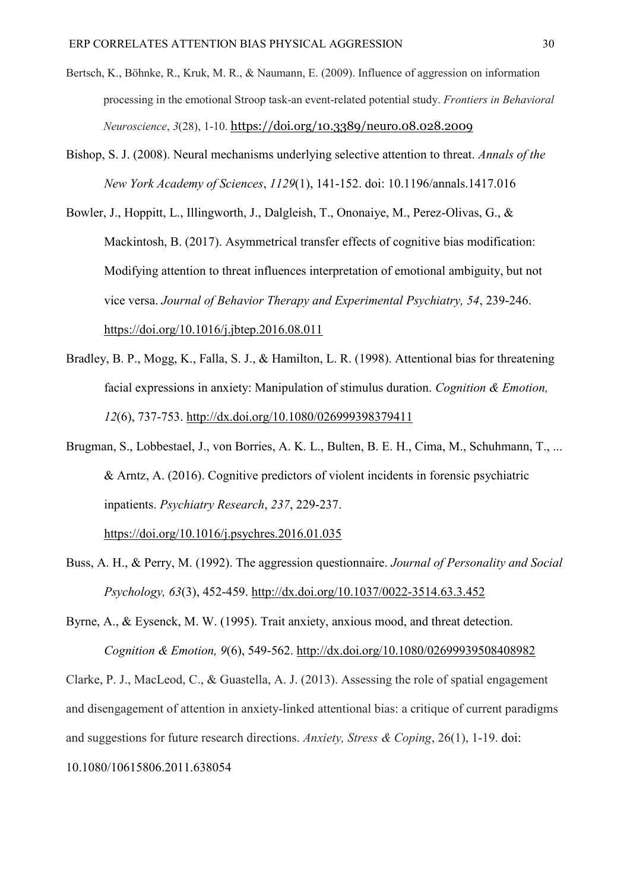Bertsch, K., Böhnke, R., Kruk, M. R., & Naumann, E. (2009). Influence of aggression on information processing in the emotional Stroop task-an event-related potential study. *Frontiers in Behavioral Neuroscience*, *3*(28), 1-10. https://doi.org/10.3389/neuro.08.028.2009

Bishop, S. J. (2008). Neural mechanisms underlying selective attention to threat. *Annals of the New York Academy of Sciences*, *1129*(1), 141-152. doi: 10.1196/annals.1417.016

Bowler, J., Hoppitt, L., Illingworth, J., Dalgleish, T., Ononaiye, M., Perez-Olivas, G., & Mackintosh, B. (2017). Asymmetrical transfer effects of cognitive bias modification: Modifying attention to threat influences interpretation of emotional ambiguity, but not vice versa. *Journal of Behavior Therapy and Experimental Psychiatry, 54*, 239-246. https://doi.org/10.1016/j.jbtep.2016.08.011

Bradley, B. P., Mogg, K., Falla, S. J., & Hamilton, L. R. (1998). Attentional bias for threatening facial expressions in anxiety: Manipulation of stimulus duration. *Cognition & Emotion, 12*(6), 737-753. http://dx.doi.org/10.1080/026999398379411

Brugman, S., Lobbestael, J., von Borries, A. K. L., Bulten, B. E. H., Cima, M., Schuhmann, T., ... & Arntz, A. (2016). Cognitive predictors of violent incidents in forensic psychiatric inpatients. *Psychiatry Research*, *237*, 229-237. https://doi.org/10.1016/j.psychres.2016.01.035

Buss, A. H., & Perry, M. (1992). The aggression questionnaire. *Journal of Personality and Social Psychology, 63*(3), 452-459. http://dx.doi.org/10.1037/0022-3514.63.3.452

Byrne, A., & Eysenck, M. W. (1995). Trait anxiety, anxious mood, and threat detection. *Cognition & Emotion, 9*(6), 549-562. http://dx.doi.org/10.1080/02699939508408982

Clarke, P. J., MacLeod, C., & Guastella, A. J. (2013). Assessing the role of spatial engagement and disengagement of attention in anxiety-linked attentional bias: a critique of current paradigms and suggestions for future research directions. *Anxiety, Stress & Coping*, 26(1), 1-19. doi: 10.1080/10615806.2011.638054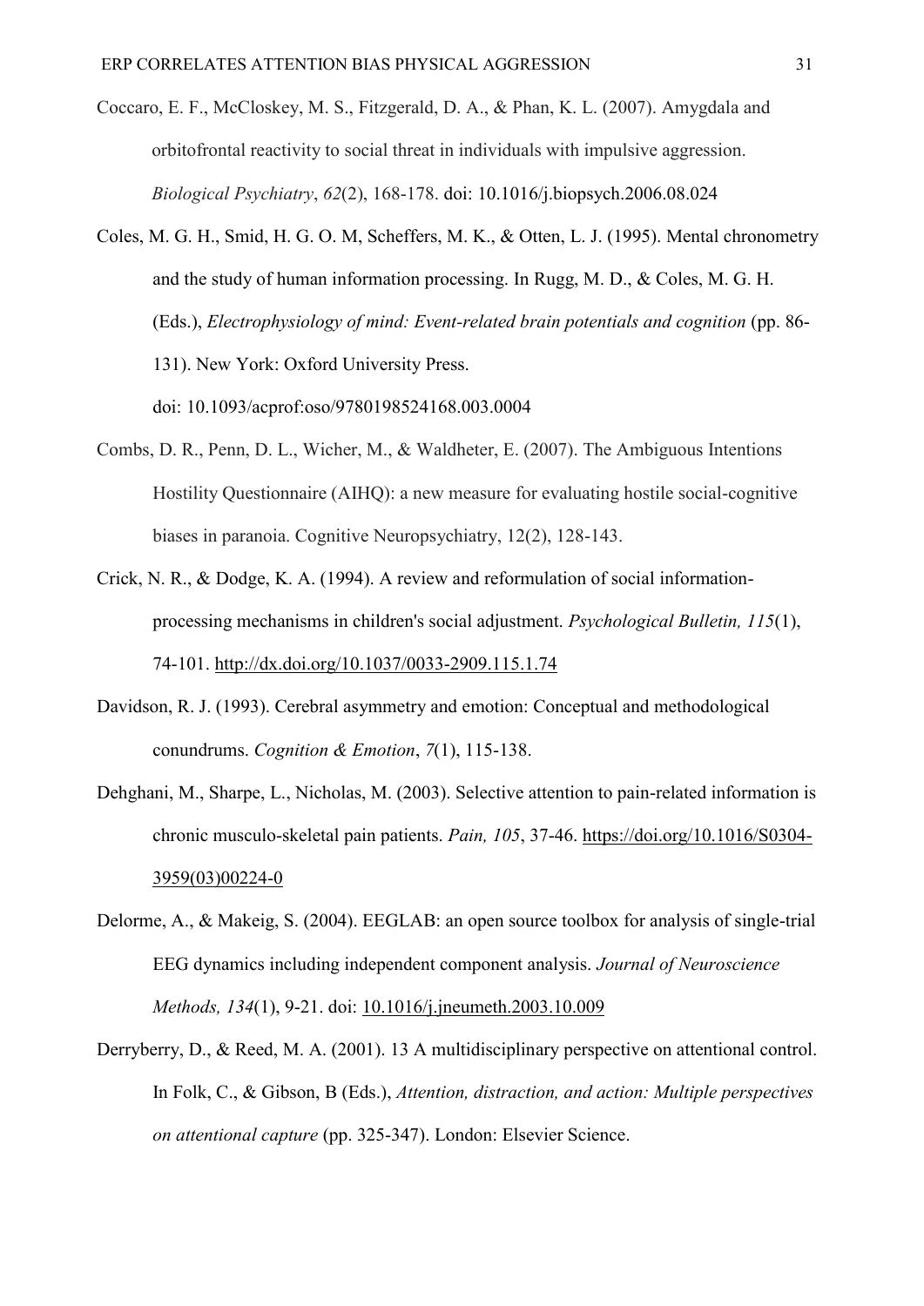Coccaro, E. F., McCloskey, M. S., Fitzgerald, D. A., & Phan, K. L. (2007). Amygdala and orbitofrontal reactivity to social threat in individuals with impulsive aggression. *Biological Psychiatry*, *62*(2), 168-178. doi: 10.1016/j.biopsych.2006.08.024

Coles, M. G. H., Smid, H. G. O. M, Scheffers, M. K., & Otten, L. J. (1995). Mental chronometry and the study of human information processing. In Rugg, M. D., & Coles, M. G. H. (Eds.), *Electrophysiology of mind: Event-related brain potentials and cognition* (pp. 86-131). New York: Oxford University Press. doi: 10.1093/acprof:oso/9780198524168.003.0004

Combs, D. R., Penn, D. L., Wicher, M., & Waldheter, E. (2007). The Ambiguous Intentions Hostility Questionnaire (AIHQ): a new measure for evaluating hostile social-cognitive biases in paranoia. Cognitive Neuropsychiatry, 12(2), 128-143.

Crick, N. R., & Dodge, K. A. (1994). A review and reformulation of social information-processing mechanisms in children's social adjustment. *Psychological Bulletin, 115*(1), 74-101. http://dx.doi.org/10.1037/0033-2909.115.1.74

Davidson, R. J. (1993). Cerebral asymmetry and emotion: Conceptual and methodological conundrums. *Cognition & Emotion*, *7*(1), 115-138.

Dehghani, M., Sharpe, L., Nicholas, M. (2003). Selective attention to pain-related information is chronic musculo-skeletal pain patients. *Pain, 105*, 37-46. https://doi.org/10.1016/S0304-3959(03)00224-0

Delorme, A., & Makeig, S. (2004). EEGLAB: an open source toolbox for analysis of single-trial EEG dynamics including independent component analysis. *Journal of Neuroscience Methods, 134*(1), 9-21. doi: 10.1016/j.jneumeth.2003.10.009

Derryberry, D., & Reed, M. A. (2001). 13 A multidisciplinary perspective on attentional control. In Folk, C., & Gibson, B (Eds.), *Attention, distraction, and action: Multiple perspectives on attentional capture* (pp. 325-347). London: Elsevier Science.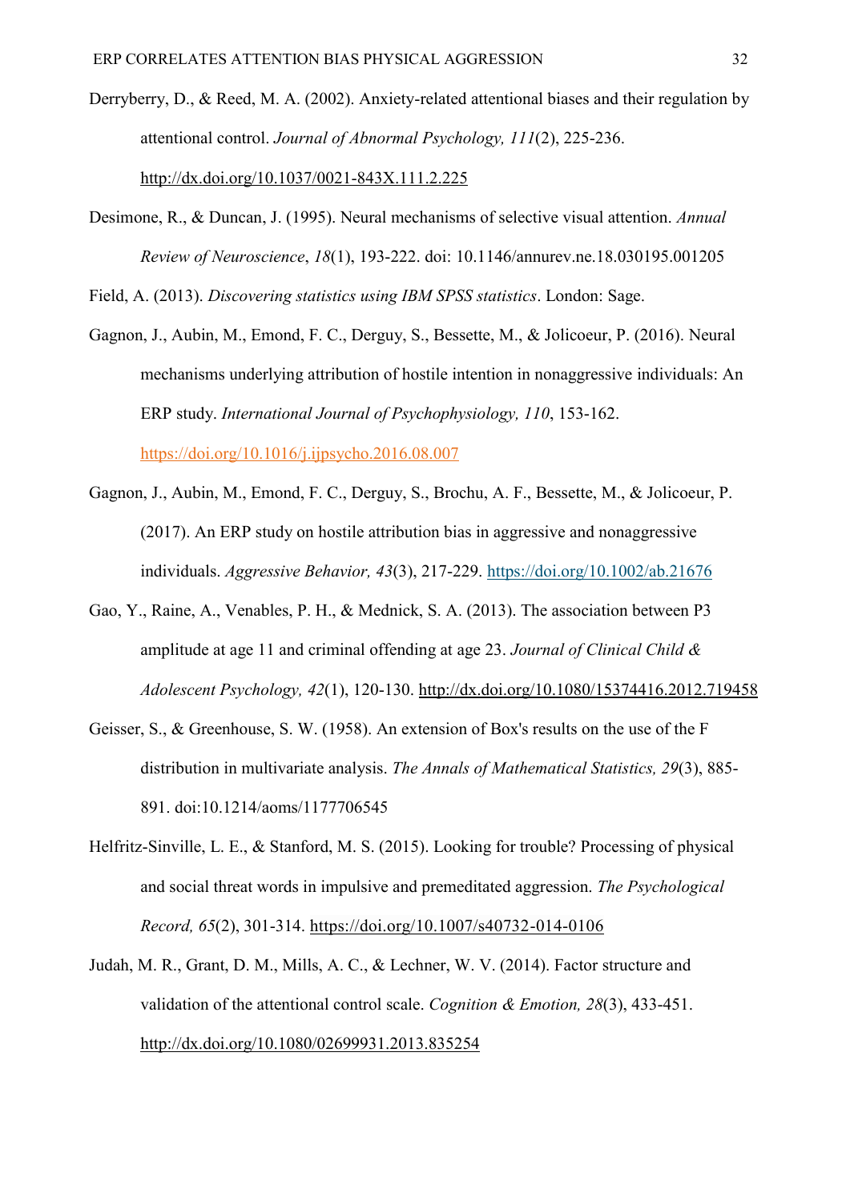Derryberry, D., & Reed, M. A. (2002). Anxiety-related attentional biases and their regulation by attentional control. *Journal of Abnormal Psychology, 111*(2), 225-236. http://dx.doi.org/10.1037/0021-843X.111.2.225

Desimone, R., & Duncan, J. (1995). Neural mechanisms of selective visual attention. *Annual Review of Neuroscience*, *18*(1), 193-222. doi: 10.1146/annurev.ne.18.030195.001205

Field, A. (2013). *Discovering statistics using IBM SPSS statistics*. London: Sage.

Gagnon, J., Aubin, M., Emond, F. C., Derguy, S., Bessette, M., & Jolicoeur, P. (2016). Neural mechanisms underlying attribution of hostile intention in nonaggressive individuals: An ERP study. *International Journal of Psychophysiology, 110*, 153-162. https://doi.org/10.1016/j.ijpsycho.2016.08.007

Gagnon, J., Aubin, M., Emond, F. C., Derguy, S., Brochu, A. F., Bessette, M., & Jolicoeur, P. (2017). An ERP study on hostile attribution bias in aggressive and nonaggressive individuals. *Aggressive Behavior, 43*(3), 217-229. https://doi.org/10.1002/ab.21676

Gao, Y., Raine, A., Venables, P. H., & Mednick, S. A. (2013). The association between P3 amplitude at age 11 and criminal offending at age 23. *Journal of Clinical Child & Adolescent Psychology, 42*(1), 120-130. http://dx.doi.org/10.1080/15374416.2012.719458

Geisser, S., & Greenhouse, S. W. (1958). An extension of Box's results on the use of the F distribution in multivariate analysis. *The Annals of Mathematical Statistics, 29*(3), 885-891. doi:10.1214/aoms/1177706545

Helfritz-Sinville, L. E., & Stanford, M. S. (2015). Looking for trouble? Processing of physical and social threat words in impulsive and premeditated aggression. *The Psychological Record, 65*(2), 301-314. https://doi.org/10.1007/s40732-014-0106

Judah, M. R., Grant, D. M., Mills, A. C., & Lechner, W. V. (2014). Factor structure and validation of the attentional control scale. *Cognition & Emotion, 28*(3), 433-451. http://dx.doi.org/10.1080/02699931.2013.835254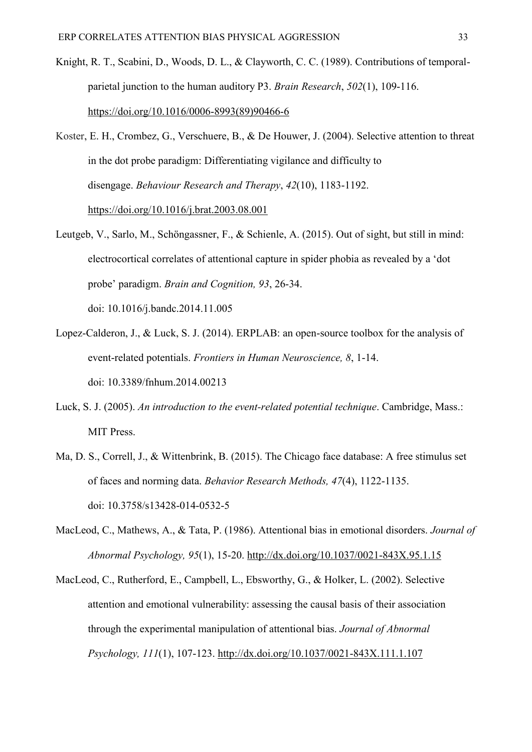Knight, R. T., Scabini, D., Woods, D. L., & Clayworth, C. C. (1989). Contributions of temporal-parietal junction to the human auditory P3. *Brain Research*, *502*(1), 109-116. https://doi.org/10.1016/0006-8993(89)90466-6

Koster, E. H., Crombez, G., Verschuere, B., & De Houwer, J. (2004). Selective attention to threat in the dot probe paradigm: Differentiating vigilance and difficulty to disengage. *Behaviour Research and Therapy*, *42*(10), 1183-1192. https://doi.org/10.1016/j.brat.2003.08.001

Leutgeb, V., Sarlo, M., Schöngassner, F., & Schienle, A. (2015). Out of sight, but still in mind: electrocortical correlates of attentional capture in spider phobia as revealed by a 'dot probe' paradigm. *Brain and Cognition, 93*, 26-34. doi: 10.1016/j.bandc.2014.11.005

Lopez-Calderon, J., & Luck, S. J. (2014). ERPLAB: an open-source toolbox for the analysis of event-related potentials. *Frontiers in Human Neuroscience, 8*, 1-14. doi: 10.3389/fnhum.2014.00213

Luck, S. J. (2005). *An introduction to the event-related potential technique*. Cambridge, Mass.: MIT Press.

Ma, D. S., Correll, J., & Wittenbrink, B. (2015). The Chicago face database: A free stimulus set of faces and norming data. *Behavior Research Methods, 47*(4), 1122-1135. doi: 10.3758/s13428-014-0532-5

MacLeod, C., Mathews, A., & Tata, P. (1986). Attentional bias in emotional disorders. *Journal of Abnormal Psychology, 95*(1), 15-20. http://dx.doi.org/10.1037/0021-843X.95.1.15

MacLeod, C., Rutherford, E., Campbell, L., Ebsworthy, G., & Holker, L. (2002). Selective attention and emotional vulnerability: assessing the causal basis of their association through the experimental manipulation of attentional bias. *Journal of Abnormal Psychology, 111*(1), 107-123. http://dx.doi.org/10.1037/0021-843X.111.1.107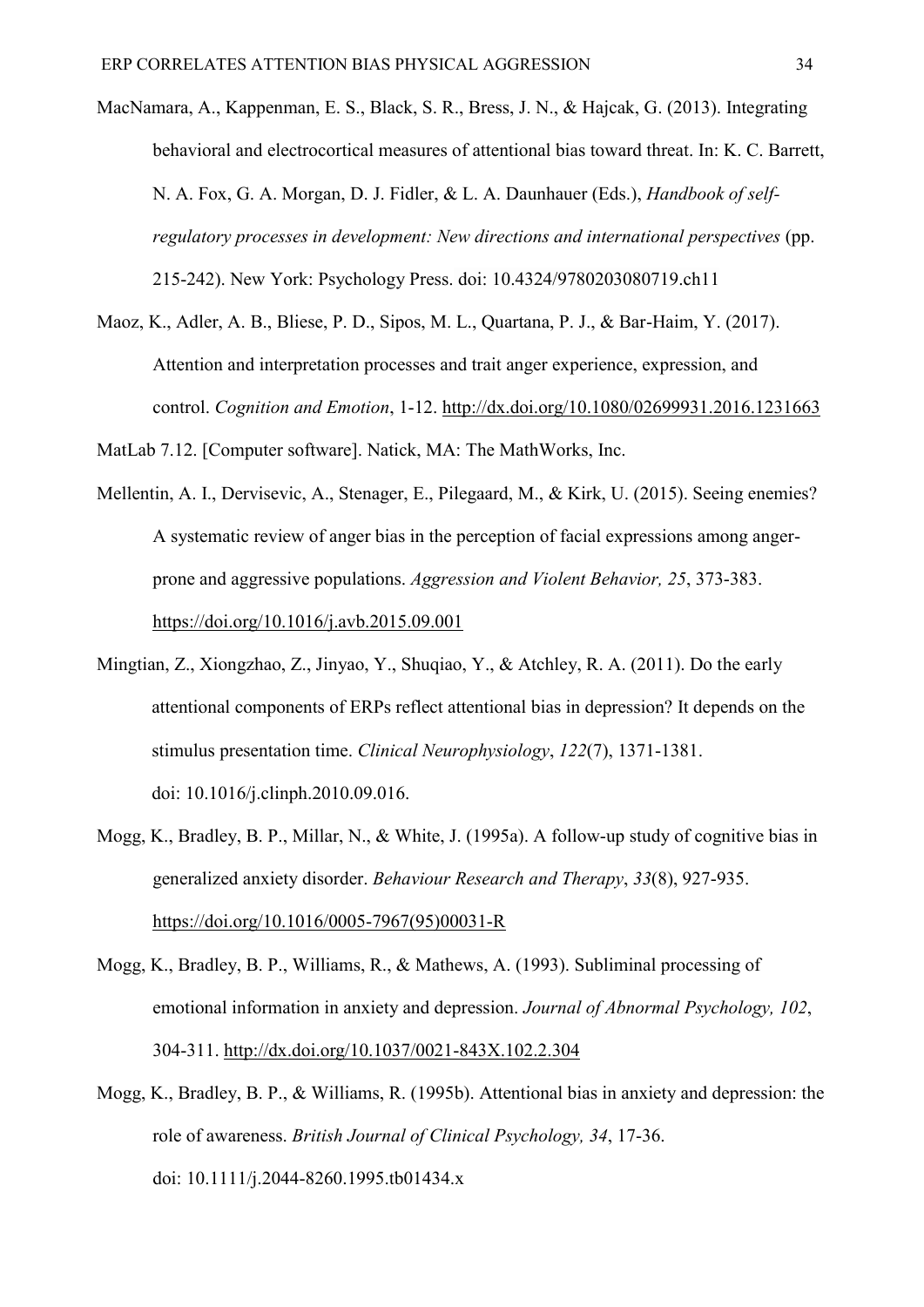MacNamara, A., Kappenman, E. S., Black, S. R., Bress, J. N., & Hajcak, G. (2013). Integrating behavioral and electrocortical measures of attentional bias toward threat. In: K. C. Barrett, N. A. Fox, G. A. Morgan, D. J. Fidler, & L. A. Daunhauer (Eds.), *Handbook of self-regulatory processes in development: New directions and international perspectives* (pp. 215-242). New York: Psychology Press. doi: 10.4324/9780203080719.ch11

Maoz, K., Adler, A. B., Bliese, P. D., Sipos, M. L., Quartana, P. J., & Bar-Haim, Y. (2017). Attention and interpretation processes and trait anger experience, expression, and control. *Cognition and Emotion*, 1-12. http://dx.doi.org/10.1080/02699931.2016.1231663

MatLab 7.12. [Computer software]. Natick, MA: The MathWorks, Inc.

Mellentin, A. I., Dervisevic, A., Stenager, E., Pilegaard, M., & Kirk, U. (2015). Seeing enemies? A systematic review of anger bias in the perception of facial expressions among anger-prone and aggressive populations. *Aggression and Violent Behavior, 25*, 373-383. https://doi.org/10.1016/j.avb.2015.09.001

Mingtian, Z., Xiongzhao, Z., Jinyao, Y., Shuqiao, Y., & Atchley, R. A. (2011). Do the early attentional components of ERPs reflect attentional bias in depression? It depends on the stimulus presentation time. *Clinical Neurophysiology*, *122*(7), 1371-1381. doi: 10.1016/j.clinph.2010.09.016.

Mogg, K., Bradley, B. P., Millar, N., & White, J. (1995a). A follow-up study of cognitive bias in generalized anxiety disorder. *Behaviour Research and Therapy*, *33*(8), 927-935. https://doi.org/10.1016/0005-7967(95)00031-R

Mogg, K., Bradley, B. P., Williams, R., & Mathews, A. (1993). Subliminal processing of emotional information in anxiety and depression. *Journal of Abnormal Psychology, 102*, 304-311. http://dx.doi.org/10.1037/0021-843X.102.2.304

Mogg, K., Bradley, B. P., & Williams, R. (1995b). Attentional bias in anxiety and depression: the role of awareness. *British Journal of Clinical Psychology, 34*, 17-36. doi: 10.1111/j.2044-8260.1995.tb01434.x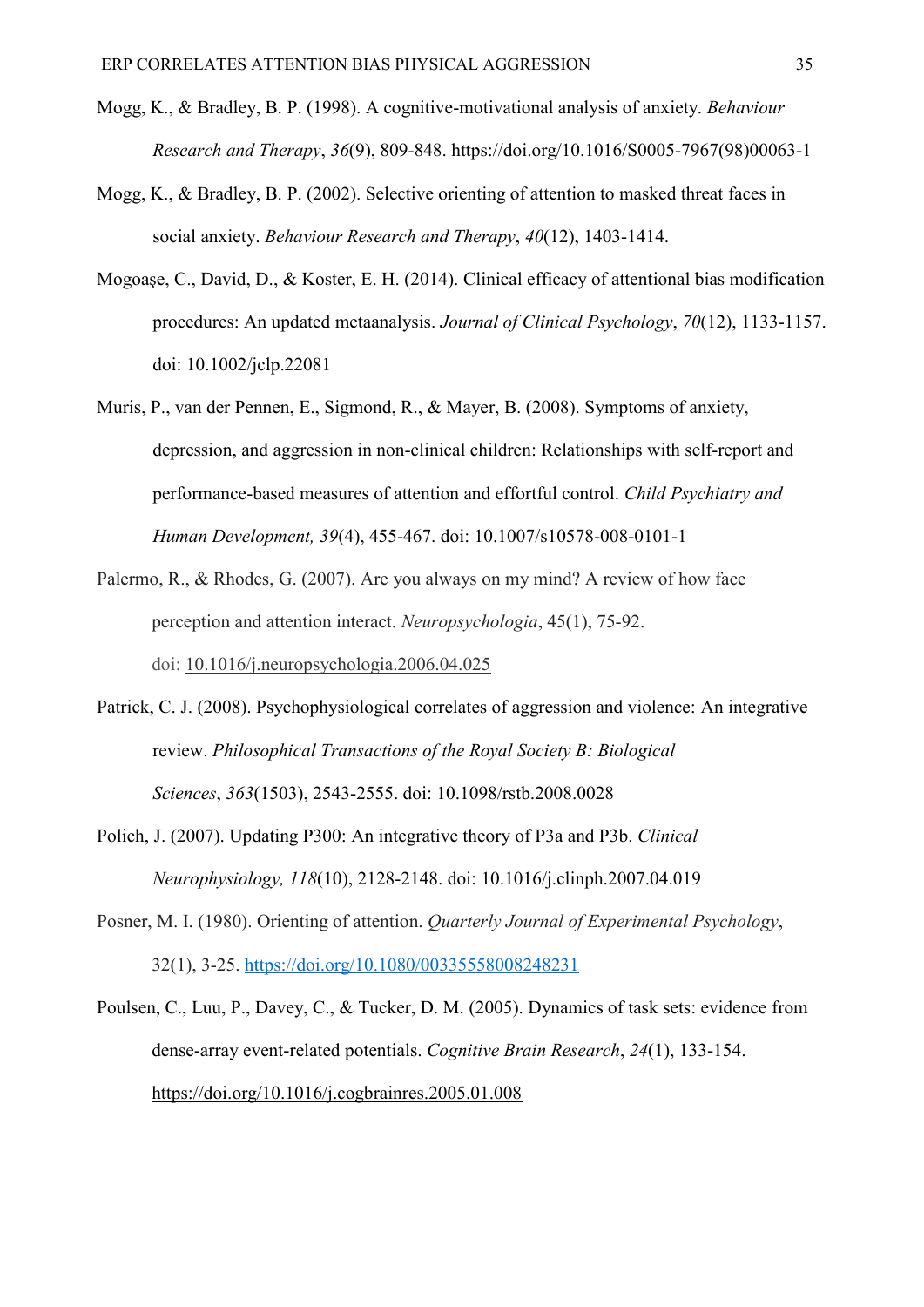Mogg, K., & Bradley, B. P. (1998). A cognitive-motivational analysis of anxiety. *Behaviour Research and Therapy*, *36*(9), 809-848. https://doi.org/10.1016/S0005-7967(98)00063-1

Mogg, K., & Bradley, B. P. (2002). Selective orienting of attention to masked threat faces in social anxiety. *Behaviour Research and Therapy*, *40*(12), 1403-1414.

Mogoaşe, C., David, D., & Koster, E. H. (2014). Clinical efficacy of attentional bias modification procedures: An updated metaanalysis. *Journal of Clinical Psychology*, *70*(12), 1133-1157. doi: 10.1002/jclp.22081

Muris, P., van der Pennen, E., Sigmond, R., & Mayer, B. (2008). Symptoms of anxiety, depression, and aggression in non-clinical children: Relationships with self-report and performance-based measures of attention and effortful control. *Child Psychiatry and Human Development, 39*(4), 455-467. doi: 10.1007/s10578-008-0101-1

Palermo, R., & Rhodes, G. (2007). Are you always on my mind? A review of how face perception and attention interact. *Neuropsychologia*, 45(1), 75-92. doi: 10.1016/j.neuropsychologia.2006.04.025

Patrick, C. J. (2008). Psychophysiological correlates of aggression and violence: An integrative review. *Philosophical Transactions of the Royal Society B: Biological Sciences*, *363*(1503), 2543-2555. doi: 10.1098/rstb.2008.0028

Polich, J. (2007). Updating P300: An integrative theory of P3a and P3b. *Clinical Neurophysiology, 118*(10), 2128-2148. doi: 10.1016/j.clinph.2007.04.019

Posner, M. I. (1980). Orienting of attention. *Quarterly Journal of Experimental Psychology*, 32(1), 3-25. https://doi.org/10.1080/00335558008248231

Poulsen, C., Luu, P., Davey, C., & Tucker, D. M. (2005). Dynamics of task sets: evidence from dense-array event-related potentials. *Cognitive Brain Research*, *24*(1), 133-154. https://doi.org/10.1016/j.cogbrainres.2005.01.008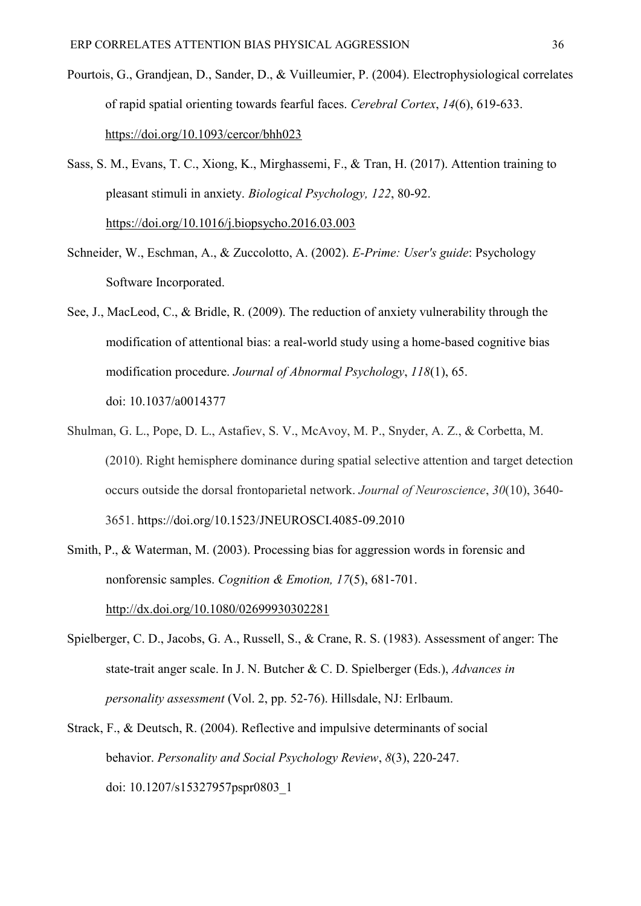Pourtois, G., Grandjean, D., Sander, D., & Vuilleumier, P. (2004). Electrophysiological correlates of rapid spatial orienting towards fearful faces. *Cerebral Cortex*, *14*(6), 619-633. https://doi.org/10.1093/cercor/bhh023

Sass, S. M., Evans, T. C., Xiong, K., Mirghassemi, F., & Tran, H. (2017). Attention training to pleasant stimuli in anxiety. *Biological Psychology, 122*, 80-92. https://doi.org/10.1016/j.biopsycho.2016.03.003

Schneider, W., Eschman, A., & Zuccolotto, A. (2002). *E-Prime: User's guide*: Psychology Software Incorporated.

See, J., MacLeod, C., & Bridle, R. (2009). The reduction of anxiety vulnerability through the modification of attentional bias: a real-world study using a home-based cognitive bias modification procedure. *Journal of Abnormal Psychology*, *118*(1), 65. doi: 10.1037/a0014377

Shulman, G. L., Pope, D. L., Astafiev, S. V., McAvoy, M. P., Snyder, A. Z., & Corbetta, M. (2010). Right hemisphere dominance during spatial selective attention and target detection occurs outside the dorsal frontoparietal network. *Journal of Neuroscience*, *30*(10), 3640-3651. https://doi.org/10.1523/JNEUROSCI.4085-09.2010

Smith, P., & Waterman, M. (2003). Processing bias for aggression words in forensic and nonforensic samples. *Cognition & Emotion, 17*(5), 681-701. http://dx.doi.org/10.1080/02699930302281

Spielberger, C. D., Jacobs, G. A., Russell, S., & Crane, R. S. (1983). Assessment of anger: The state-trait anger scale. In J. N. Butcher & C. D. Spielberger (Eds.), *Advances in personality assessment* (Vol. 2, pp. 52-76). Hillsdale, NJ: Erlbaum.

Strack, F., & Deutsch, R. (2004). Reflective and impulsive determinants of social behavior. *Personality and Social Psychology Review*, *8*(3), 220-247. doi: 10.1207/s15327957pspr0803_1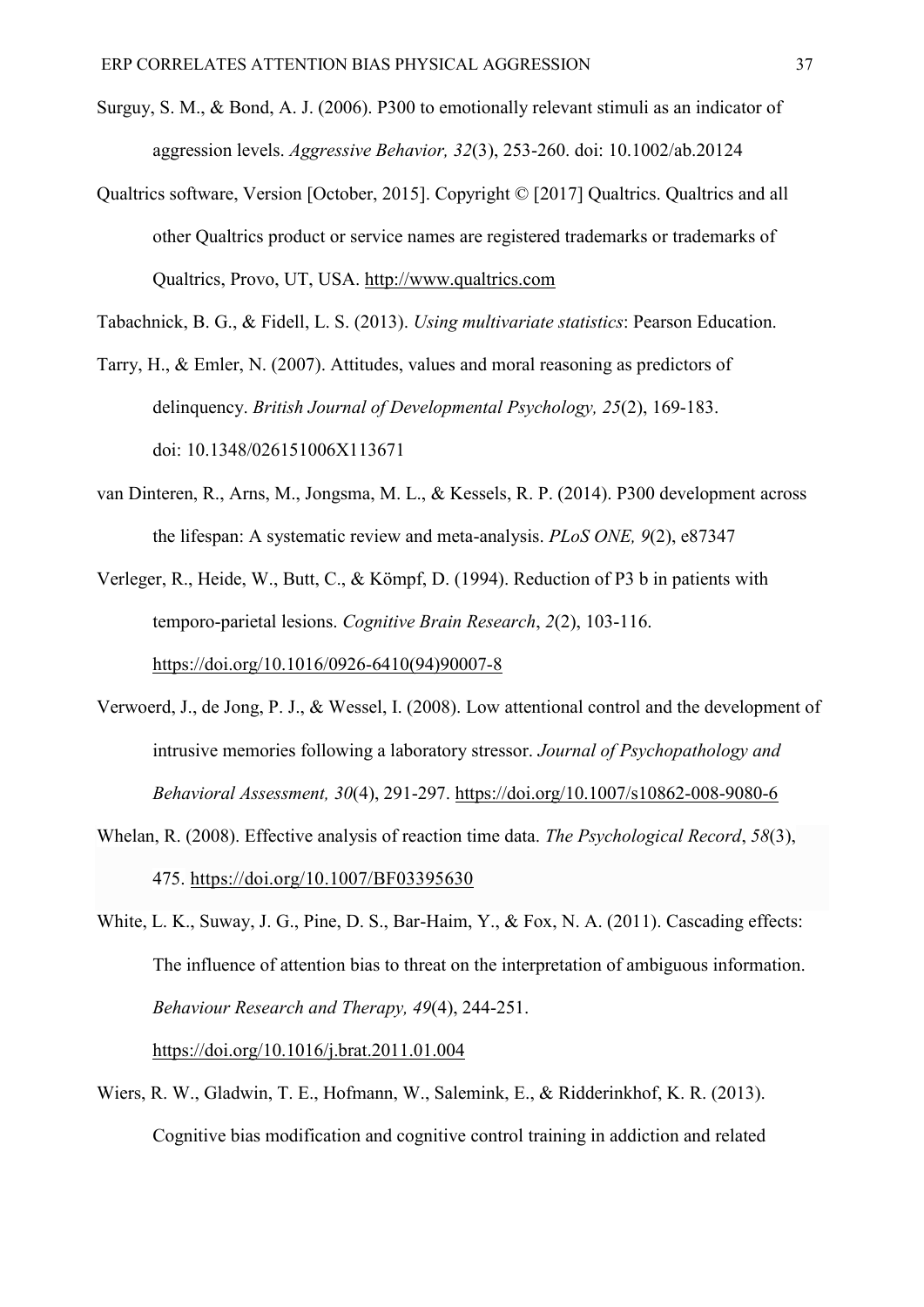Surguy, S. M., & Bond, A. J. (2006). P300 to emotionally relevant stimuli as an indicator of aggression levels. *Aggressive Behavior, 32*(3), 253-260. doi: 10.1002/ab.20124

Qualtrics software, Version [October, 2015]. Copyright © [2017] Qualtrics. Qualtrics and all other Qualtrics product or service names are registered trademarks or trademarks of Qualtrics, Provo, UT, USA. http://www.qualtrics.com

Tabachnick, B. G., & Fidell, L. S. (2013). *Using multivariate statistics*: Pearson Education.

Tarry, H., & Emler, N. (2007). Attitudes, values and moral reasoning as predictors of delinquency. *British Journal of Developmental Psychology, 25*(2), 169-183. doi: 10.1348/026151006X113671

van Dinteren, R., Arns, M., Jongsma, M. L., & Kessels, R. P. (2014). P300 development across the lifespan: A systematic review and meta-analysis. *PLoS ONE, 9*(2), e87347

Verleger, R., Heide, W., Butt, C., & Kömpf, D. (1994). Reduction of P3 b in patients with temporo-parietal lesions. *Cognitive Brain Research*, *2*(2), 103-116. https://doi.org/10.1016/0926-6410(94)90007-8

Verwoerd, J., de Jong, P. J., & Wessel, I. (2008). Low attentional control and the development of intrusive memories following a laboratory stressor. *Journal of Psychopathology and Behavioral Assessment, 30*(4), 291-297. https://doi.org/10.1007/s10862-008-9080-6

Whelan, R. (2008). Effective analysis of reaction time data. *The Psychological Record*, *58*(3), 475. https://doi.org/10.1007/BF03395630

White, L. K., Suway, J. G., Pine, D. S., Bar-Haim, Y., & Fox, N. A. (2011). Cascading effects: The influence of attention bias to threat on the interpretation of ambiguous information. *Behaviour Research and Therapy, 49*(4), 244-251. https://doi.org/10.1016/j.brat.2011.01.004

Wiers, R. W., Gladwin, T. E., Hofmann, W., Salemink, E., & Ridderinkhof, K. R. (2013). Cognitive bias modification and cognitive control training in addiction and related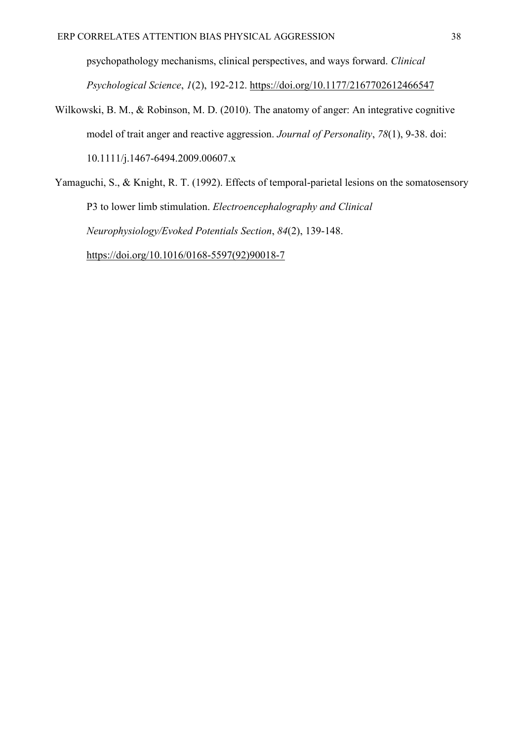psychopathology mechanisms, clinical perspectives, and ways forward. *Clinical Psychological Science*, *1*(2), 192-212. https://doi.org/10.1177/2167702612466547

Wilkowski, B. M., & Robinson, M. D. (2010). The anatomy of anger: An integrative cognitive model of trait anger and reactive aggression. *Journal of Personality*, *78*(1), 9-38. doi: 10.1111/j.1467-6494.2009.00607.x

Yamaguchi, S., & Knight, R. T. (1992). Effects of temporal-parietal lesions on the somatosensory P3 to lower limb stimulation. *Electroencephalography and Clinical Neurophysiology/Evoked Potentials Section*, *84*(2), 139-148. https://doi.org/10.1016/0168-5597(92)90018-7